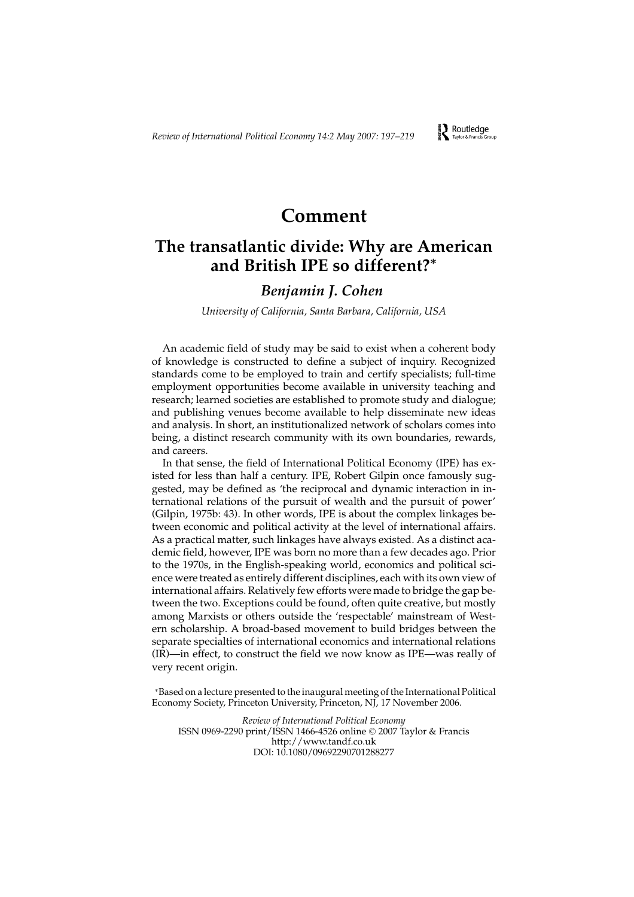# Comment

## The transatlantic divide: Why are American and British IPE so different?*

***Benjamin J. Cohen***

*University of California, Santa Barbara, California, USA*

An academic field of study may be said to exist when a coherent body of knowledge is constructed to define a subject of inquiry. Recognized standards come to be employed to train and certify specialists; full-time employment opportunities become available in university teaching and research; learned societies are established to promote study and dialogue; and publishing venues become available to help disseminate new ideas and analysis. In short, an institutionalized network of scholars comes into being, a distinct research community with its own boundaries, rewards, and careers.

In that sense, the field of International Political Economy (IPE) has existed for less than half a century. IPE, Robert Gilpin once famously suggested, may be defined as 'the reciprocal and dynamic interaction in international relations of the pursuit of wealth and the pursuit of power' (Gilpin, 1975b: 43). In other words, IPE is about the complex linkages between economic and political activity at the level of international affairs. As a practical matter, such linkages have always existed. As a distinct academic field, however, IPE was born no more than a few decades ago. Prior to the 1970s, in the English-speaking world, economics and political science were treated as entirely different disciplines, each with its own view of international affairs. Relatively few efforts were made to bridge the gap between the two. Exceptions could be found, often quite creative, but mostly among Marxists or others outside the 'respectable' mainstream of Western scholarship. A broad-based movement to build bridges between the separate specialties of international economics and international relations (IR)—in effect, to construct the field we now know as IPE—was really of very recent origin.

*Based on a lecture presented to the inaugural meeting of the International Political Economy Society, Princeton University, Princeton, NJ, 17 November 2006.

*Review of International Political Economy*
ISSN 0969-2290 print/ISSN 1466-4526 online © 2007 Taylor & Francis
http://www.tandf.co.uk
DOI: 10.1080/09692290701288277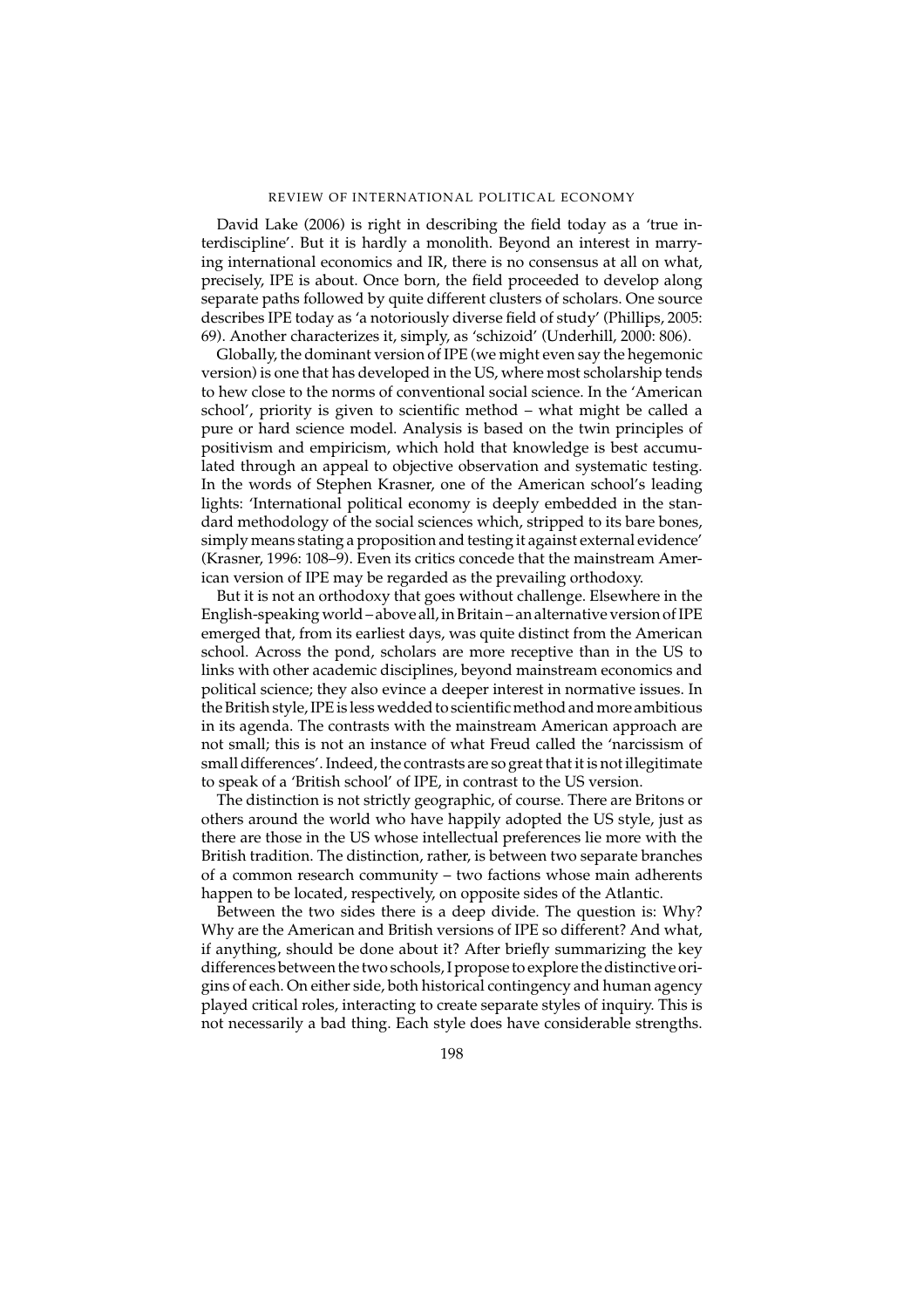David Lake (2006) is right in describing the field today as a 'true interdiscipline'. But it is hardly a monolith. Beyond an interest in marrying international economics and IR, there is no consensus at all on what, precisely, IPE is about. Once born, the field proceeded to develop along separate paths followed by quite different clusters of scholars. One source describes IPE today as 'a notoriously diverse field of study' (Phillips, 2005: 69). Another characterizes it, simply, as 'schizoid' (Underhill, 2000: 806).

Globally, the dominant version of IPE (we might even say the hegemonic version) is one that has developed in the US, where most scholarship tends to hew close to the norms of conventional social science. In the 'American school', priority is given to scientific method – what might be called a pure or hard science model. Analysis is based on the twin principles of positivism and empiricism, which hold that knowledge is best accumulated through an appeal to objective observation and systematic testing. In the words of Stephen Krasner, one of the American school's leading lights: 'International political economy is deeply embedded in the standard methodology of the social sciences which, stripped to its bare bones, simply means stating a proposition and testing it against external evidence' (Krasner, 1996: 108–9). Even its critics concede that the mainstream American version of IPE may be regarded as the prevailing orthodoxy.

But it is not an orthodoxy that goes without challenge. Elsewhere in the English-speaking world – above all, in Britain – an alternative version of IPE emerged that, from its earliest days, was quite distinct from the American school. Across the pond, scholars are more receptive than in the US to links with other academic disciplines, beyond mainstream economics and political science; they also evince a deeper interest in normative issues. In the British style, IPE is less wedded to scientific method and more ambitious in its agenda. The contrasts with the mainstream American approach are not small; this is not an instance of what Freud called the 'narcissism of small differences'. Indeed, the contrasts are so great that it is not illegitimate to speak of a 'British school' of IPE, in contrast to the US version.

The distinction is not strictly geographic, of course. There are Britons or others around the world who have happily adopted the US style, just as there are those in the US whose intellectual preferences lie more with the British tradition. The distinction, rather, is between two separate branches of a common research community – two factions whose main adherents happen to be located, respectively, on opposite sides of the Atlantic.

Between the two sides there is a deep divide. The question is: Why? Why are the American and British versions of IPE so different? And what, if anything, should be done about it? After briefly summarizing the key differences between the two schools, I propose to explore the distinctive origins of each. On either side, both historical contingency and human agency played critical roles, interacting to create separate styles of inquiry. This is not necessarily a bad thing. Each style does have considerable strengths.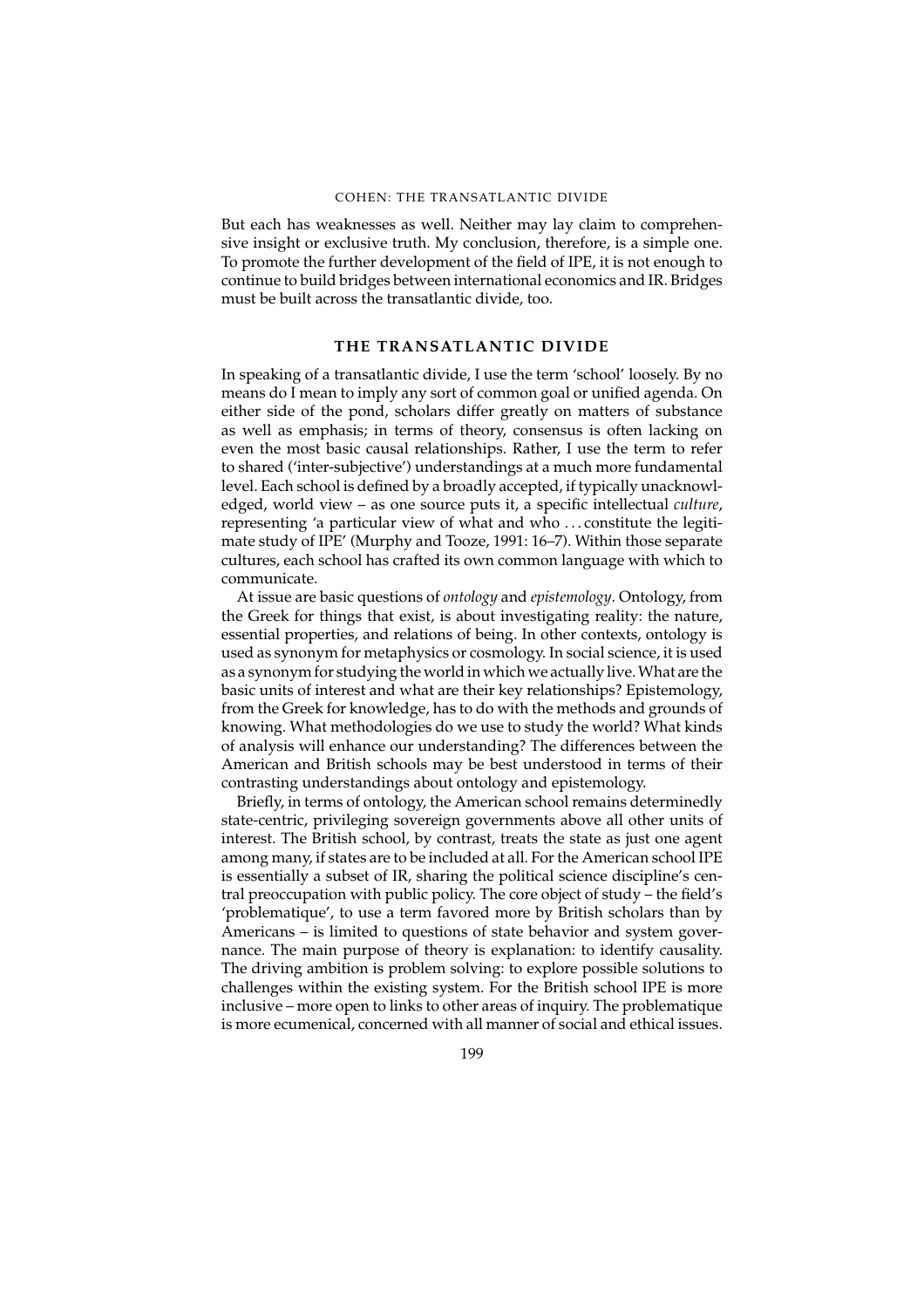But each has weaknesses as well. Neither may lay claim to comprehensive insight or exclusive truth. My conclusion, therefore, is a simple one. To promote the further development of the field of IPE, it is not enough to continue to build bridges between international economics and IR. Bridges must be built across the transatlantic divide, too.

## THE TRANSATLANTIC DIVIDE

In speaking of a transatlantic divide, I use the term 'school' loosely. By no means do I mean to imply any sort of common goal or unified agenda. On either side of the pond, scholars differ greatly on matters of substance as well as emphasis; in terms of theory, consensus is often lacking on even the most basic causal relationships. Rather, I use the term to refer to shared ('inter-subjective') understandings at a much more fundamental level. Each school is defined by a broadly accepted, if typically unacknowledged, world view – as one source puts it, a specific intellectual *culture*, representing 'a particular view of what and who . . . constitute the legitimate study of IPE' (Murphy and Tooze, 1991: 16–7). Within those separate cultures, each school has crafted its own common language with which to communicate.

At issue are basic questions of *ontology* and *epistemology*. Ontology, from the Greek for things that exist, is about investigating reality: the nature, essential properties, and relations of being. In other contexts, ontology is used as synonym for metaphysics or cosmology. In social science, it is used as a synonym for studying the world in which we actually live. What are the basic units of interest and what are their key relationships? Epistemology, from the Greek for knowledge, has to do with the methods and grounds of knowing. What methodologies do we use to study the world? What kinds of analysis will enhance our understanding? The differences between the American and British schools may be best understood in terms of their contrasting understandings about ontology and epistemology.

Briefly, in terms of ontology, the American school remains determinedly state-centric, privileging sovereign governments above all other units of interest. The British school, by contrast, treats the state as just one agent among many, if states are to be included at all. For the American school IPE is essentially a subset of IR, sharing the political science discipline's central preoccupation with public policy. The core object of study – the field's 'problematique', to use a term favored more by British scholars than by Americans – is limited to questions of state behavior and system governance. The main purpose of theory is explanation: to identify causality. The driving ambition is problem solving: to explore possible solutions to challenges within the existing system. For the British school IPE is more inclusive – more open to links to other areas of inquiry. The problematique is more ecumenical, concerned with all manner of social and ethical issues.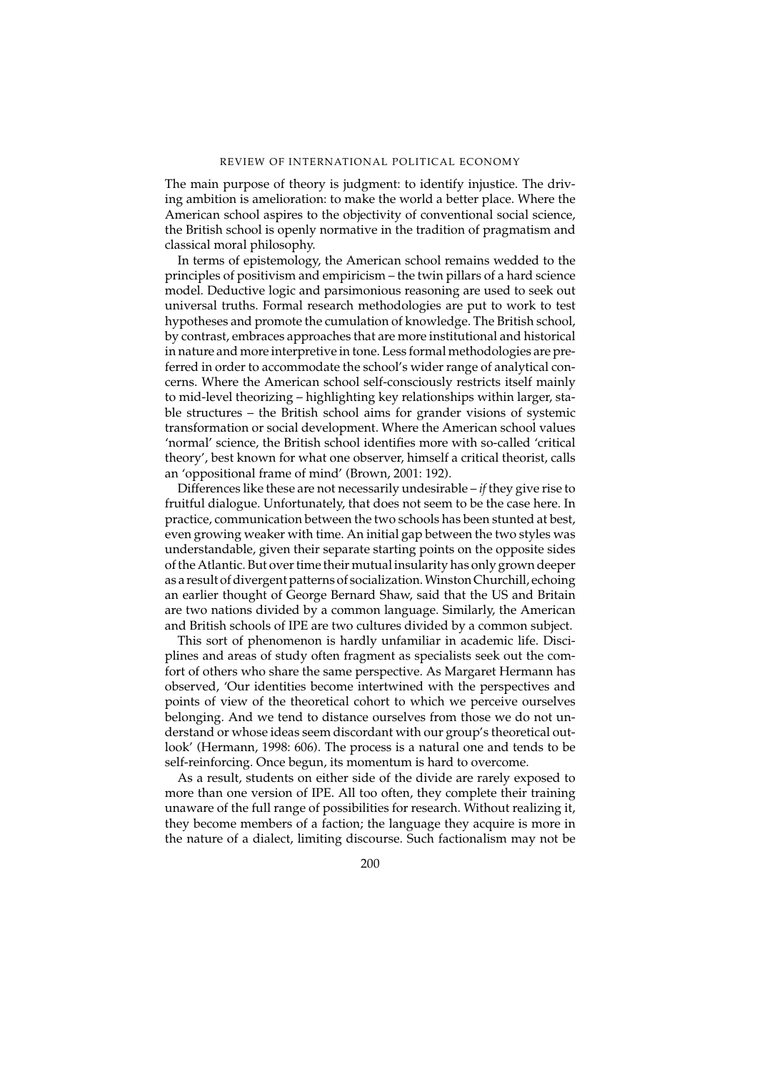The main purpose of theory is judgment: to identify injustice. The driving ambition is amelioration: to make the world a better place. Where the American school aspires to the objectivity of conventional social science, the British school is openly normative in the tradition of pragmatism and classical moral philosophy.

In terms of epistemology, the American school remains wedded to the principles of positivism and empiricism – the twin pillars of a hard science model. Deductive logic and parsimonious reasoning are used to seek out universal truths. Formal research methodologies are put to work to test hypotheses and promote the cumulation of knowledge. The British school, by contrast, embraces approaches that are more institutional and historical in nature and more interpretive in tone. Less formal methodologies are preferred in order to accommodate the school's wider range of analytical concerns. Where the American school self-consciously restricts itself mainly to mid-level theorizing – highlighting key relationships within larger, stable structures – the British school aims for grander visions of systemic transformation or social development. Where the American school values 'normal' science, the British school identifies more with so-called 'critical theory', best known for what one observer, himself a critical theorist, calls an 'oppositional frame of mind' (Brown, 2001: 192).

Differences like these are not necessarily undesirable – *if* they give rise to fruitful dialogue. Unfortunately, that does not seem to be the case here. In practice, communication between the two schools has been stunted at best, even growing weaker with time. An initial gap between the two styles was understandable, given their separate starting points on the opposite sides of the Atlantic. But over time their mutual insularity has only grown deeper as a result of divergent patterns of socialization. Winston Churchill, echoing an earlier thought of George Bernard Shaw, said that the US and Britain are two nations divided by a common language. Similarly, the American and British schools of IPE are two cultures divided by a common subject.

This sort of phenomenon is hardly unfamiliar in academic life. Disciplines and areas of study often fragment as specialists seek out the comfort of others who share the same perspective. As Margaret Hermann has observed, 'Our identities become intertwined with the perspectives and points of view of the theoretical cohort to which we perceive ourselves belonging. And we tend to distance ourselves from those we do not understand or whose ideas seem discordant with our group's theoretical outlook' (Hermann, 1998: 606). The process is a natural one and tends to be self-reinforcing. Once begun, its momentum is hard to overcome.

As a result, students on either side of the divide are rarely exposed to more than one version of IPE. All too often, they complete their training unaware of the full range of possibilities for research. Without realizing it, they become members of a faction; the language they acquire is more in the nature of a dialect, limiting discourse. Such factionalism may not be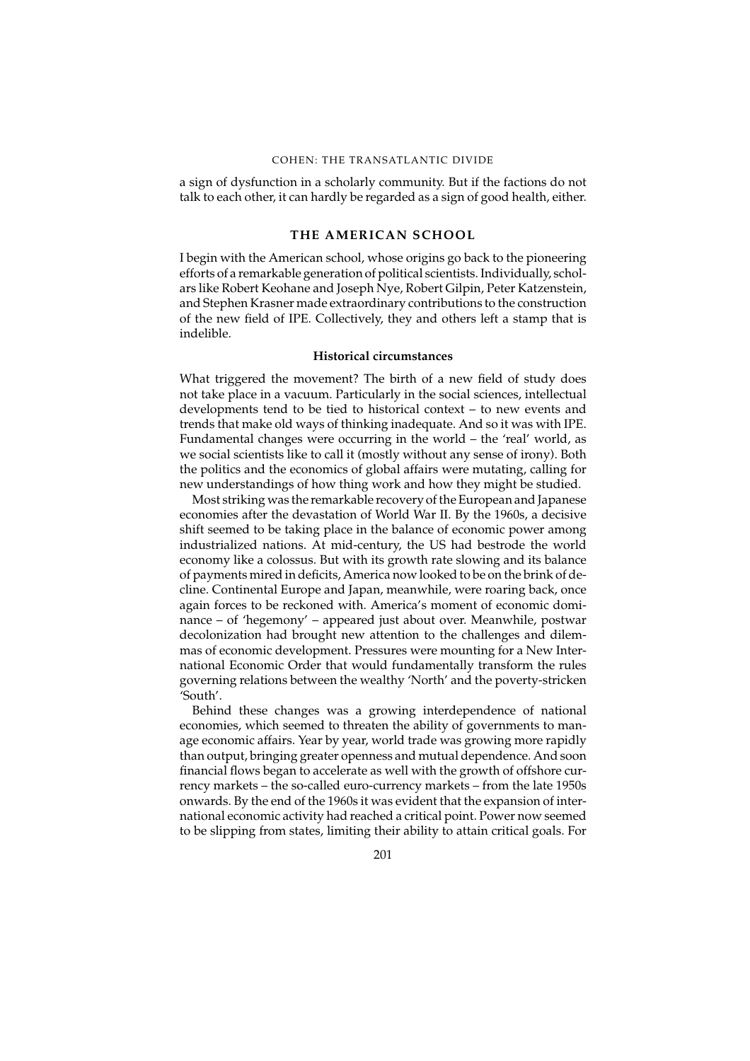a sign of dysfunction in a scholarly community. But if the factions do not talk to each other, it can hardly be regarded as a sign of good health, either.

## THE AMERICAN SCHOOL

I begin with the American school, whose origins go back to the pioneering efforts of a remarkable generation of political scientists. Individually, scholars like Robert Keohane and Joseph Nye, Robert Gilpin, Peter Katzenstein, and Stephen Krasner made extraordinary contributions to the construction of the new field of IPE. Collectively, they and others left a stamp that is indelible.

### Historical circumstances

What triggered the movement? The birth of a new field of study does not take place in a vacuum. Particularly in the social sciences, intellectual developments tend to be tied to historical context – to new events and trends that make old ways of thinking inadequate. And so it was with IPE. Fundamental changes were occurring in the world – the 'real' world, as we social scientists like to call it (mostly without any sense of irony). Both the politics and the economics of global affairs were mutating, calling for new understandings of how thing work and how they might be studied.

Most striking was the remarkable recovery of the European and Japanese economies after the devastation of World War II. By the 1960s, a decisive shift seemed to be taking place in the balance of economic power among industrialized nations. At mid-century, the US had bestrode the world economy like a colossus. But with its growth rate slowing and its balance of payments mired in deficits, America now looked to be on the brink of decline. Continental Europe and Japan, meanwhile, were roaring back, once again forces to be reckoned with. America's moment of economic dominance – of 'hegemony' – appeared just about over. Meanwhile, postwar decolonization had brought new attention to the challenges and dilemmas of economic development. Pressures were mounting for a New International Economic Order that would fundamentally transform the rules governing relations between the wealthy 'North' and the poverty-stricken 'South'.

Behind these changes was a growing interdependence of national economies, which seemed to threaten the ability of governments to manage economic affairs. Year by year, world trade was growing more rapidly than output, bringing greater openness and mutual dependence. And soon financial flows began to accelerate as well with the growth of offshore currency markets – the so-called euro-currency markets – from the late 1950s onwards. By the end of the 1960s it was evident that the expansion of international economic activity had reached a critical point. Power now seemed to be slipping from states, limiting their ability to attain critical goals. For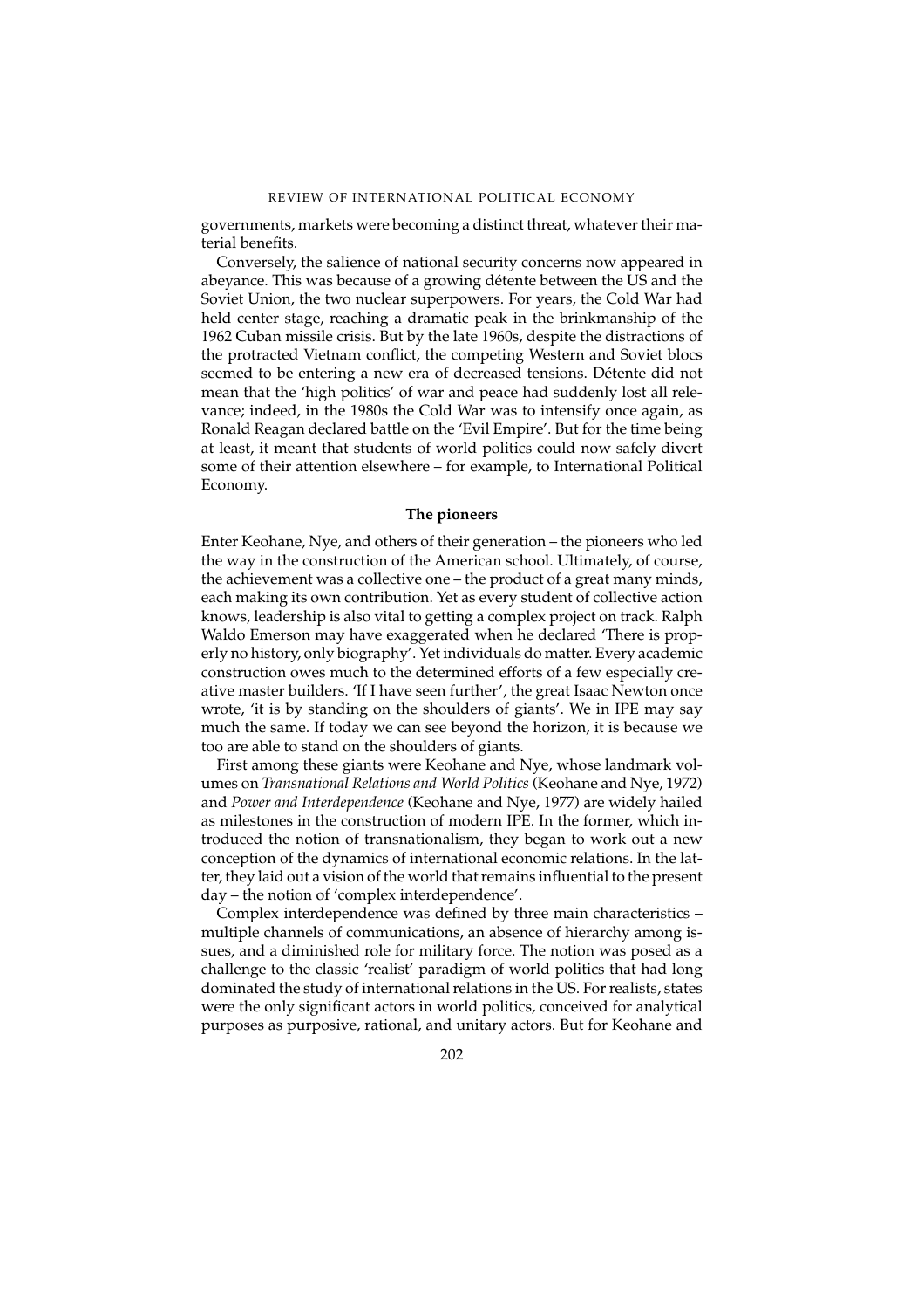governments, markets were becoming a distinct threat, whatever their material benefits.

Conversely, the salience of national security concerns now appeared in abeyance. This was because of a growing détente between the US and the Soviet Union, the two nuclear superpowers. For years, the Cold War had held center stage, reaching a dramatic peak in the brinkmanship of the 1962 Cuban missile crisis. But by the late 1960s, despite the distractions of the protracted Vietnam conflict, the competing Western and Soviet blocs seemed to be entering a new era of decreased tensions. Détente did not mean that the 'high politics' of war and peace had suddenly lost all relevance; indeed, in the 1980s the Cold War was to intensify once again, as Ronald Reagan declared battle on the 'Evil Empire'. But for the time being at least, it meant that students of world politics could now safely divert some of their attention elsewhere – for example, to International Political Economy.

### The pioneers

Enter Keohane, Nye, and others of their generation – the pioneers who led the way in the construction of the American school. Ultimately, of course, the achievement was a collective one – the product of a great many minds, each making its own contribution. Yet as every student of collective action knows, leadership is also vital to getting a complex project on track. Ralph Waldo Emerson may have exaggerated when he declared 'There is properly no history, only biography'. Yet individuals do matter. Every academic construction owes much to the determined efforts of a few especially creative master builders. 'If I have seen further', the great Isaac Newton once wrote, 'it is by standing on the shoulders of giants'. We in IPE may say much the same. If today we can see beyond the horizon, it is because we too are able to stand on the shoulders of giants.

First among these giants were Keohane and Nye, whose landmark volumes on *Transnational Relations and World Politics* (Keohane and Nye, 1972) and *Power and Interdependence* (Keohane and Nye, 1977) are widely hailed as milestones in the construction of modern IPE. In the former, which introduced the notion of transnationalism, they began to work out a new conception of the dynamics of international economic relations. In the latter, they laid out a vision of the world that remains influential to the present day – the notion of 'complex interdependence'.

Complex interdependence was defined by three main characteristics – multiple channels of communications, an absence of hierarchy among issues, and a diminished role for military force. The notion was posed as a challenge to the classic 'realist' paradigm of world politics that had long dominated the study of international relations in the US. For realists, states were the only significant actors in world politics, conceived for analytical purposes as purposive, rational, and unitary actors. But for Keohane and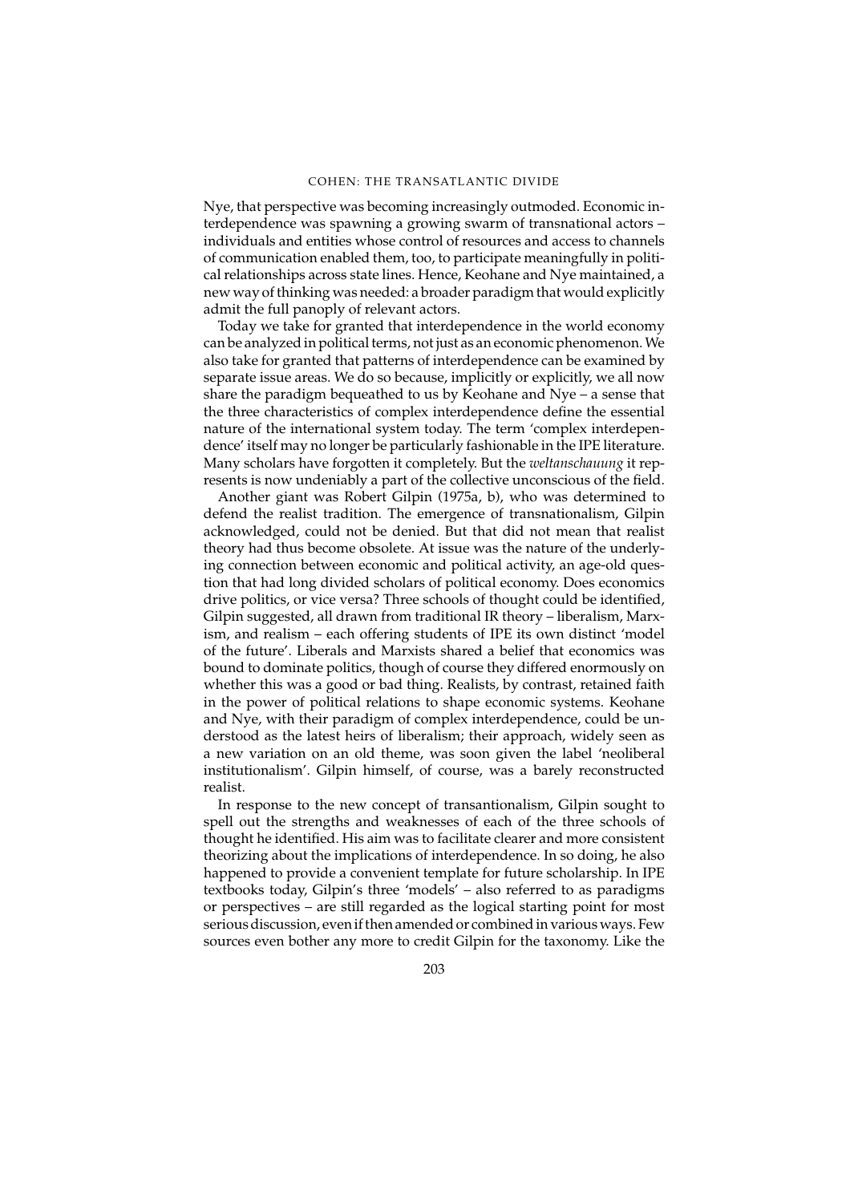Nye, that perspective was becoming increasingly outmoded. Economic interdependence was spawning a growing swarm of transnational actors – individuals and entities whose control of resources and access to channels of communication enabled them, too, to participate meaningfully in political relationships across state lines. Hence, Keohane and Nye maintained, a new way of thinking was needed: a broader paradigm that would explicitly admit the full panoply of relevant actors.

Today we take for granted that interdependence in the world economy can be analyzed in political terms, not just as an economic phenomenon. We also take for granted that patterns of interdependence can be examined by separate issue areas. We do so because, implicitly or explicitly, we all now share the paradigm bequeathed to us by Keohane and Nye – a sense that the three characteristics of complex interdependence define the essential nature of the international system today. The term 'complex interdependence' itself may no longer be particularly fashionable in the IPE literature. Many scholars have forgotten it completely. But the *weltanschauung* it represents is now undeniably a part of the collective unconscious of the field.

Another giant was Robert Gilpin (1975a, b), who was determined to defend the realist tradition. The emergence of transnationalism, Gilpin acknowledged, could not be denied. But that did not mean that realist theory had thus become obsolete. At issue was the nature of the underlying connection between economic and political activity, an age-old question that had long divided scholars of political economy. Does economics drive politics, or vice versa? Three schools of thought could be identified, Gilpin suggested, all drawn from traditional IR theory – liberalism, Marxism, and realism – each offering students of IPE its own distinct 'model of the future'. Liberals and Marxists shared a belief that economics was bound to dominate politics, though of course they differed enormously on whether this was a good or bad thing. Realists, by contrast, retained faith in the power of political relations to shape economic systems. Keohane and Nye, with their paradigm of complex interdependence, could be understood as the latest heirs of liberalism; their approach, widely seen as a new variation on an old theme, was soon given the label 'neoliberal institutionalism'. Gilpin himself, of course, was a barely reconstructed realist.

In response to the new concept of transantionalism, Gilpin sought to spell out the strengths and weaknesses of each of the three schools of thought he identified. His aim was to facilitate clearer and more consistent theorizing about the implications of interdependence. In so doing, he also happened to provide a convenient template for future scholarship. In IPE textbooks today, Gilpin's three 'models' – also referred to as paradigms or perspectives – are still regarded as the logical starting point for most serious discussion, even if then amended or combined in various ways. Few sources even bother any more to credit Gilpin for the taxonomy. Like the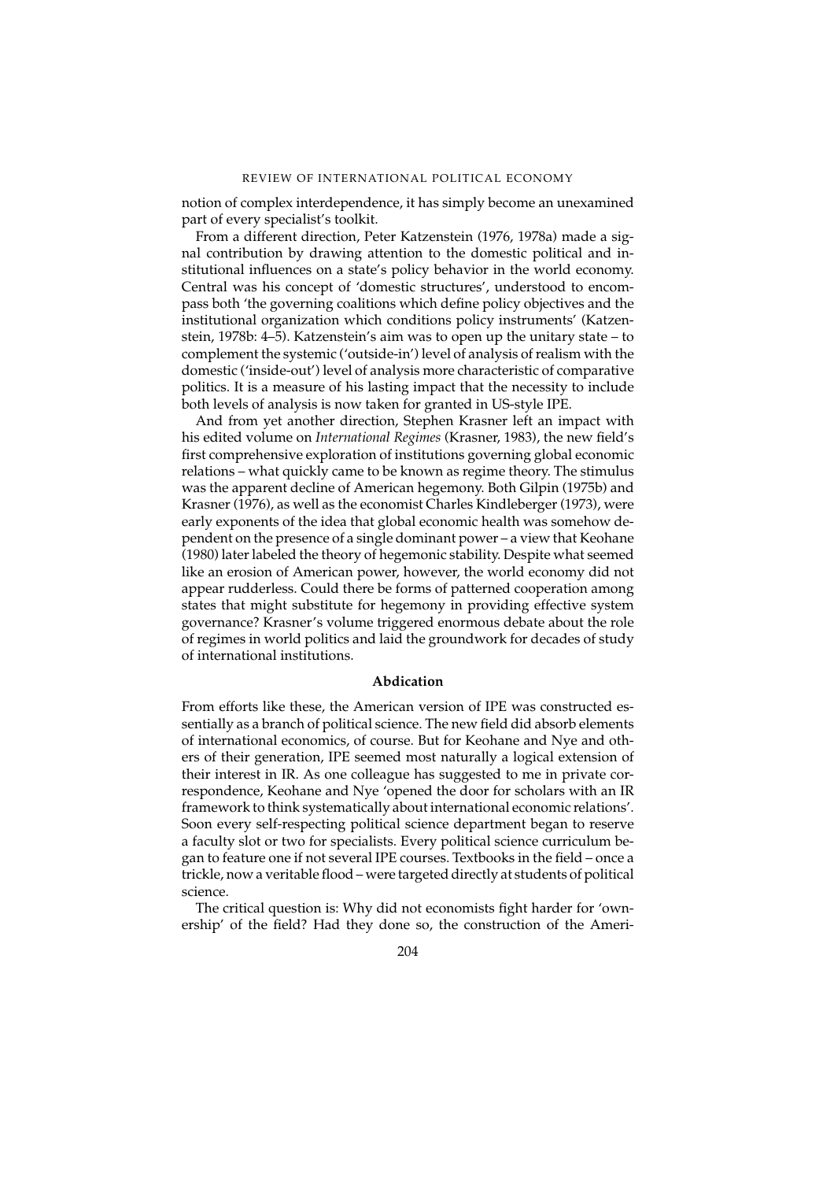notion of complex interdependence, it has simply become an unexamined part of every specialist's toolkit.

From a different direction, Peter Katzenstein (1976, 1978a) made a signal contribution by drawing attention to the domestic political and institutional influences on a state's policy behavior in the world economy. Central was his concept of 'domestic structures', understood to encompass both 'the governing coalitions which define policy objectives and the institutional organization which conditions policy instruments' (Katzenstein, 1978b: 4–5). Katzenstein's aim was to open up the unitary state – to complement the systemic ('outside-in') level of analysis of realism with the domestic ('inside-out') level of analysis more characteristic of comparative politics. It is a measure of his lasting impact that the necessity to include both levels of analysis is now taken for granted in US-style IPE.

And from yet another direction, Stephen Krasner left an impact with his edited volume on *International Regimes* (Krasner, 1983), the new field's first comprehensive exploration of institutions governing global economic relations – what quickly came to be known as regime theory. The stimulus was the apparent decline of American hegemony. Both Gilpin (1975b) and Krasner (1976), as well as the economist Charles Kindleberger (1973), were early exponents of the idea that global economic health was somehow dependent on the presence of a single dominant power – a view that Keohane (1980) later labeled the theory of hegemonic stability. Despite what seemed like an erosion of American power, however, the world economy did not appear rudderless. Could there be forms of patterned cooperation among states that might substitute for hegemony in providing effective system governance? Krasner's volume triggered enormous debate about the role of regimes in world politics and laid the groundwork for decades of study of international institutions.

## Abdication

From efforts like these, the American version of IPE was constructed essentially as a branch of political science. The new field did absorb elements of international economics, of course. But for Keohane and Nye and others of their generation, IPE seemed most naturally a logical extension of their interest in IR. As one colleague has suggested to me in private correspondence, Keohane and Nye 'opened the door for scholars with an IR framework to think systematically about international economic relations'. Soon every self-respecting political science department began to reserve a faculty slot or two for specialists. Every political science curriculum began to feature one if not several IPE courses. Textbooks in the field – once a trickle, now a veritable flood – were targeted directly at students of political science.

The critical question is: Why did not economists fight harder for 'ownership' of the field? Had they done so, the construction of the Ameri-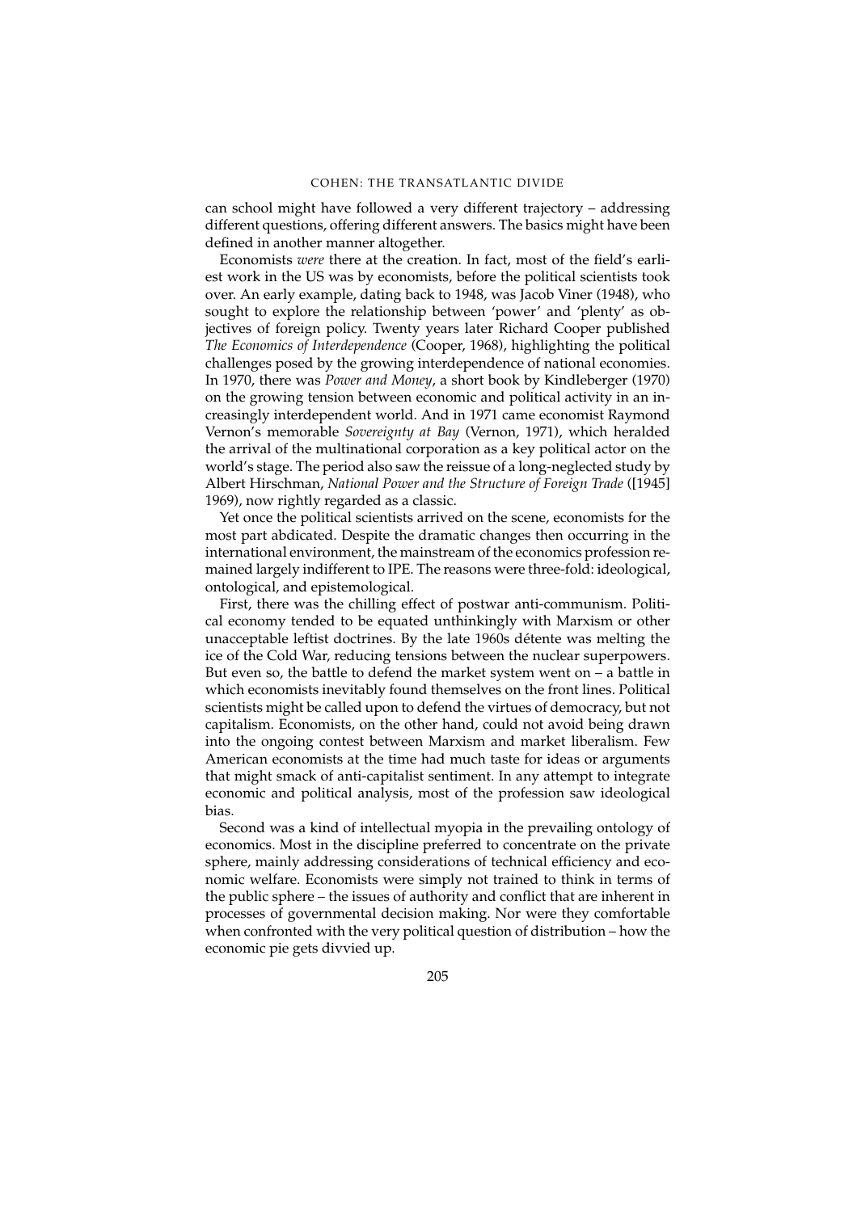can school might have followed a very different trajectory – addressing different questions, offering different answers. The basics might have been defined in another manner altogether.

Economists *were* there at the creation. In fact, most of the field's earliest work in the US was by economists, before the political scientists took over. An early example, dating back to 1948, was Jacob Viner (1948), who sought to explore the relationship between 'power' and 'plenty' as objectives of foreign policy. Twenty years later Richard Cooper published *The Economics of Interdependence* (Cooper, 1968), highlighting the political challenges posed by the growing interdependence of national economies. In 1970, there was *Power and Money*, a short book by Kindleberger (1970) on the growing tension between economic and political activity in an increasingly interdependent world. And in 1971 came economist Raymond Vernon's memorable *Sovereignty at Bay* (Vernon, 1971), which heralded the arrival of the multinational corporation as a key political actor on the world's stage. The period also saw the reissue of a long-neglected study by Albert Hirschman, *National Power and the Structure of Foreign Trade* ([1945] 1969), now rightly regarded as a classic.

Yet once the political scientists arrived on the scene, economists for the most part abdicated. Despite the dramatic changes then occurring in the international environment, the mainstream of the economics profession remained largely indifferent to IPE. The reasons were three-fold: ideological, ontological, and epistemological.

First, there was the chilling effect of postwar anti-communism. Political economy tended to be equated unthinkingly with Marxism or other unacceptable leftist doctrines. By the late 1960s détente was melting the ice of the Cold War, reducing tensions between the nuclear superpowers. But even so, the battle to defend the market system went on – a battle in which economists inevitably found themselves on the front lines. Political scientists might be called upon to defend the virtues of democracy, but not capitalism. Economists, on the other hand, could not avoid being drawn into the ongoing contest between Marxism and market liberalism. Few American economists at the time had much taste for ideas or arguments that might smack of anti-capitalist sentiment. In any attempt to integrate economic and political analysis, most of the profession saw ideological bias.

Second was a kind of intellectual myopia in the prevailing ontology of economics. Most in the discipline preferred to concentrate on the private sphere, mainly addressing considerations of technical efficiency and economic welfare. Economists were simply not trained to think in terms of the public sphere – the issues of authority and conflict that are inherent in processes of governmental decision making. Nor were they comfortable when confronted with the very political question of distribution – how the economic pie gets divvied up.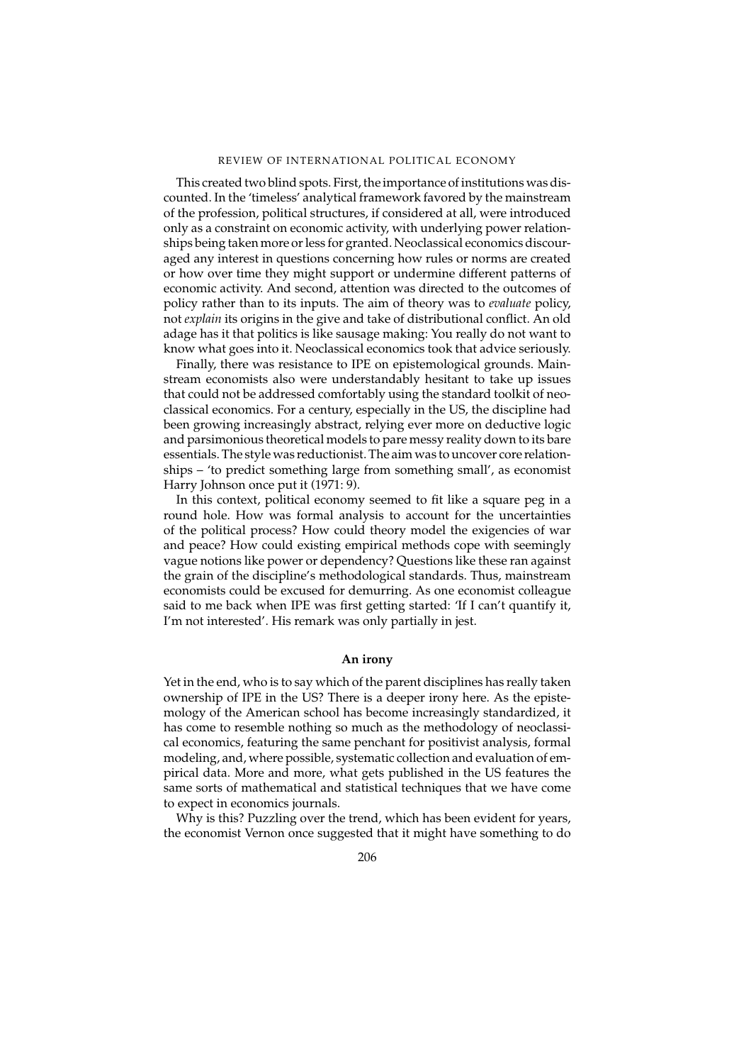This created two blind spots. First, the importance of institutions was discounted. In the 'timeless' analytical framework favored by the mainstream of the profession, political structures, if considered at all, were introduced only as a constraint on economic activity, with underlying power relationships being taken more or less for granted. Neoclassical economics discouraged any interest in questions concerning how rules or norms are created or how over time they might support or undermine different patterns of economic activity. And second, attention was directed to the outcomes of policy rather than to its inputs. The aim of theory was to *evaluate* policy, not *explain* its origins in the give and take of distributional conflict. An old adage has it that politics is like sausage making: You really do not want to know what goes into it. Neoclassical economics took that advice seriously.

Finally, there was resistance to IPE on epistemological grounds. Mainstream economists also were understandably hesitant to take up issues that could not be addressed comfortably using the standard toolkit of neoclassical economics. For a century, especially in the US, the discipline had been growing increasingly abstract, relying ever more on deductive logic and parsimonious theoretical models to pare messy reality down to its bare essentials. The style was reductionist. The aim was to uncover core relationships – 'to predict something large from something small', as economist Harry Johnson once put it (1971: 9).

In this context, political economy seemed to fit like a square peg in a round hole. How was formal analysis to account for the uncertainties of the political process? How could theory model the exigencies of war and peace? How could existing empirical methods cope with seemingly vague notions like power or dependency? Questions like these ran against the grain of the discipline's methodological standards. Thus, mainstream economists could be excused for demurring. As one economist colleague said to me back when IPE was first getting started: 'If I can't quantify it, I'm not interested'. His remark was only partially in jest.

## An irony

Yet in the end, who is to say which of the parent disciplines has really taken ownership of IPE in the US? There is a deeper irony here. As the epistemology of the American school has become increasingly standardized, it has come to resemble nothing so much as the methodology of neoclassical economics, featuring the same penchant for positivist analysis, formal modeling, and, where possible, systematic collection and evaluation of empirical data. More and more, what gets published in the US features the same sorts of mathematical and statistical techniques that we have come to expect in economics journals.

Why is this? Puzzling over the trend, which has been evident for years, the economist Vernon once suggested that it might have something to do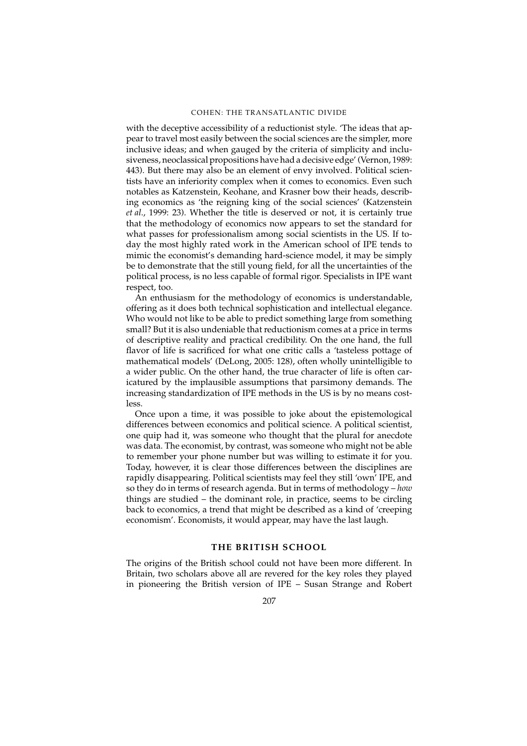with the deceptive accessibility of a reductionist style. 'The ideas that appear to travel most easily between the social sciences are the simpler, more inclusive ideas; and when gauged by the criteria of simplicity and inclusiveness, neoclassical propositions have had a decisive edge' (Vernon, 1989: 443). But there may also be an element of envy involved. Political scientists have an inferiority complex when it comes to economics. Even such notables as Katzenstein, Keohane, and Krasner bow their heads, describing economics as 'the reigning king of the social sciences' (Katzenstein *et al*., 1999: 23). Whether the title is deserved or not, it is certainly true that the methodology of economics now appears to set the standard for what passes for professionalism among social scientists in the US. If today the most highly rated work in the American school of IPE tends to mimic the economist's demanding hard-science model, it may be simply be to demonstrate that the still young field, for all the uncertainties of the political process, is no less capable of formal rigor. Specialists in IPE want respect, too.

An enthusiasm for the methodology of economics is understandable, offering as it does both technical sophistication and intellectual elegance. Who would not like to be able to predict something large from something small? But it is also undeniable that reductionism comes at a price in terms of descriptive reality and practical credibility. On the one hand, the full flavor of life is sacrificed for what one critic calls a 'tasteless pottage of mathematical models' (DeLong, 2005: 128), often wholly unintelligible to a wider public. On the other hand, the true character of life is often caricatured by the implausible assumptions that parsimony demands. The increasing standardization of IPE methods in the US is by no means costless.

Once upon a time, it was possible to joke about the epistemological differences between economics and political science. A political scientist, one quip had it, was someone who thought that the plural for anecdote was data. The economist, by contrast, was someone who might not be able to remember your phone number but was willing to estimate it for you. Today, however, it is clear those differences between the disciplines are rapidly disappearing. Political scientists may feel they still 'own' IPE, and so they do in terms of research agenda. But in terms of methodology – *how* things are studied – the dominant role, in practice, seems to be circling back to economics, a trend that might be described as a kind of 'creeping economism'. Economists, it would appear, may have the last laugh.

## THE BRITISH SCHOOL

The origins of the British school could not have been more different. In Britain, two scholars above all are revered for the key roles they played in pioneering the British version of IPE – Susan Strange and Robert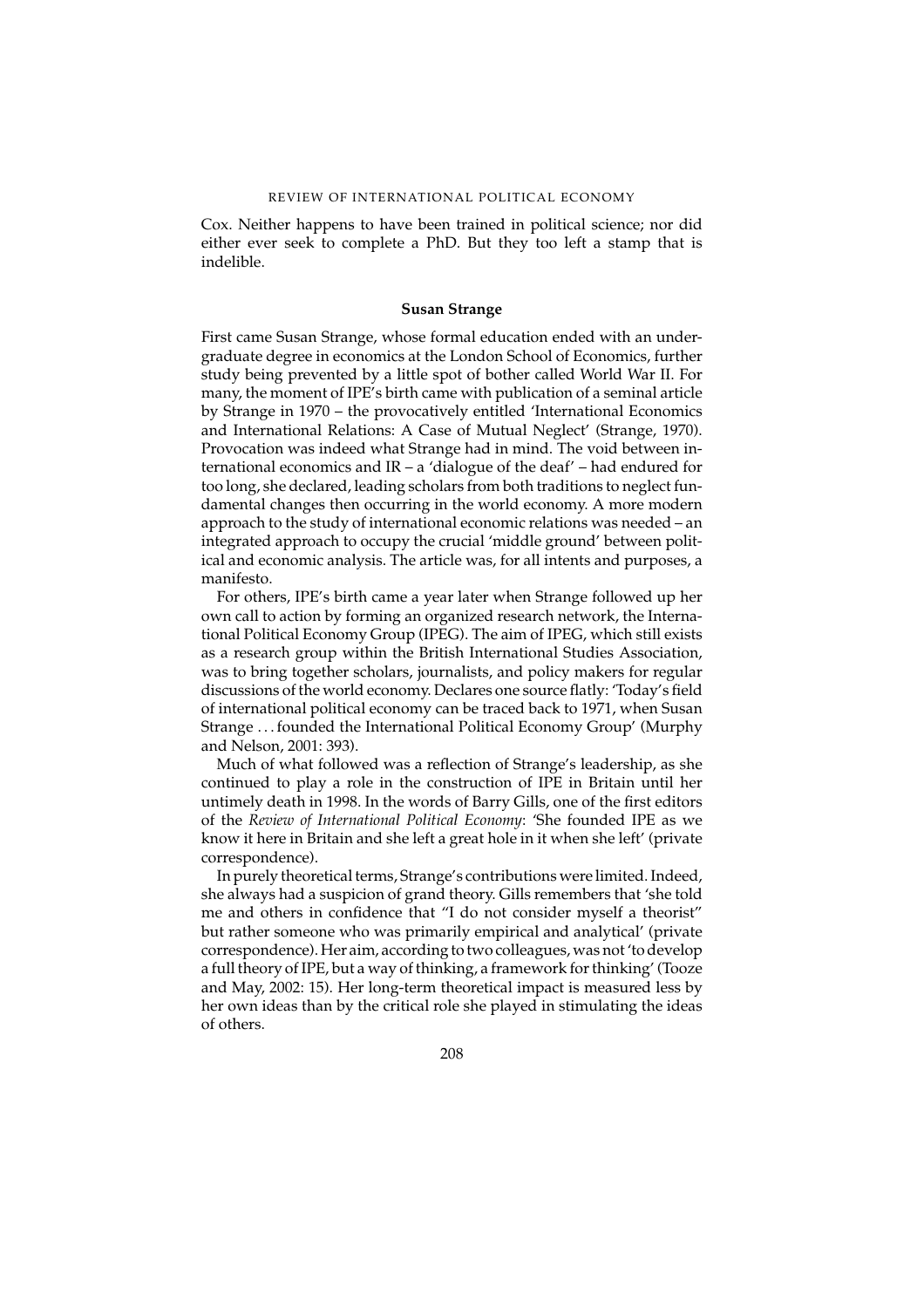Cox. Neither happens to have been trained in political science; nor did either ever seek to complete a PhD. But they too left a stamp that is indelible.

### Susan Strange

First came Susan Strange, whose formal education ended with an undergraduate degree in economics at the London School of Economics, further study being prevented by a little spot of bother called World War II. For many, the moment of IPE's birth came with publication of a seminal article by Strange in 1970 – the provocatively entitled 'International Economics and International Relations: A Case of Mutual Neglect' (Strange, 1970). Provocation was indeed what Strange had in mind. The void between international economics and IR – a 'dialogue of the deaf' – had endured for too long, she declared, leading scholars from both traditions to neglect fundamental changes then occurring in the world economy. A more modern approach to the study of international economic relations was needed – an integrated approach to occupy the crucial 'middle ground' between political and economic analysis. The article was, for all intents and purposes, a manifesto.

For others, IPE's birth came a year later when Strange followed up her own call to action by forming an organized research network, the International Political Economy Group (IPEG). The aim of IPEG, which still exists as a research group within the British International Studies Association, was to bring together scholars, journalists, and policy makers for regular discussions of the world economy. Declares one source flatly: 'Today's field of international political economy can be traced back to 1971, when Susan Strange . . . founded the International Political Economy Group' (Murphy and Nelson, 2001: 393).

Much of what followed was a reflection of Strange's leadership, as she continued to play a role in the construction of IPE in Britain until her untimely death in 1998. In the words of Barry Gills, one of the first editors of the *Review of International Political Economy*: 'She founded IPE as we know it here in Britain and she left a great hole in it when she left' (private correspondence).

In purely theoretical terms, Strange's contributions were limited. Indeed, she always had a suspicion of grand theory. Gills remembers that 'she told me and others in confidence that "I do not consider myself a theorist" but rather someone who was primarily empirical and analytical' (private correspondence). Her aim, according to two colleagues, was not 'to develop a full theory of IPE, but a way of thinking, a framework for thinking' (Tooze and May, 2002: 15). Her long-term theoretical impact is measured less by her own ideas than by the critical role she played in stimulating the ideas of others.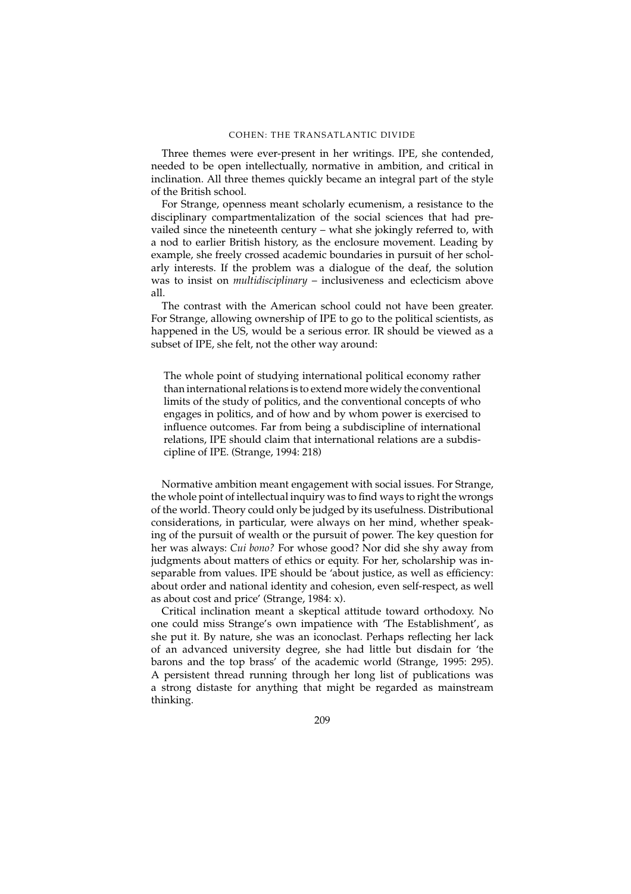Three themes were ever-present in her writings. IPE, she contended, needed to be open intellectually, normative in ambition, and critical in inclination. All three themes quickly became an integral part of the style of the British school.

For Strange, openness meant scholarly ecumenism, a resistance to the disciplinary compartmentalization of the social sciences that had prevailed since the nineteenth century – what she jokingly referred to, with a nod to earlier British history, as the enclosure movement. Leading by example, she freely crossed academic boundaries in pursuit of her scholarly interests. If the problem was a dialogue of the deaf, the solution was to insist on *multidisciplinary* – inclusiveness and eclecticism above all.

The contrast with the American school could not have been greater. For Strange, allowing ownership of IPE to go to the political scientists, as happened in the US, would be a serious error. IR should be viewed as a subset of IPE, she felt, not the other way around:

> The whole point of studying international political economy rather than international relations is to extend more widely the conventional limits of the study of politics, and the conventional concepts of who engages in politics, and of how and by whom power is exercised to influence outcomes. Far from being a subdiscipline of international relations, IPE should claim that international relations are a subdiscipline of IPE. (Strange, 1994: 218)

Normative ambition meant engagement with social issues. For Strange, the whole point of intellectual inquiry was to find ways to right the wrongs of the world. Theory could only be judged by its usefulness. Distributional considerations, in particular, were always on her mind, whether speaking of the pursuit of wealth or the pursuit of power. The key question for her was always: *Cui bono?* For whose good? Nor did she shy away from judgments about matters of ethics or equity. For her, scholarship was inseparable from values. IPE should be 'about justice, as well as efficiency: about order and national identity and cohesion, even self-respect, as well as about cost and price' (Strange, 1984: x).

Critical inclination meant a skeptical attitude toward orthodoxy. No one could miss Strange's own impatience with 'The Establishment', as she put it. By nature, she was an iconoclast. Perhaps reflecting her lack of an advanced university degree, she had little but disdain for 'the barons and the top brass' of the academic world (Strange, 1995: 295). A persistent thread running through her long list of publications was a strong distaste for anything that might be regarded as mainstream thinking.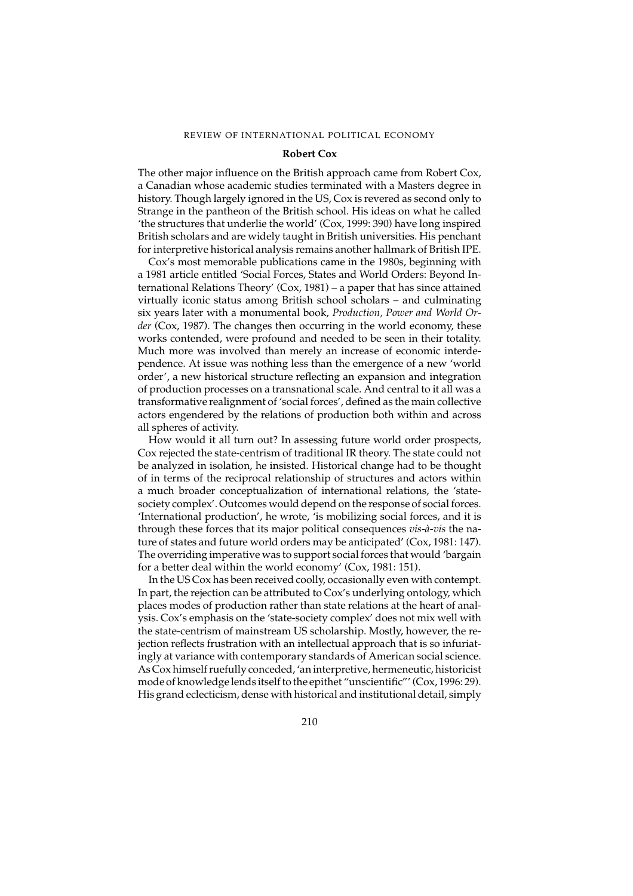## Robert Cox

The other major influence on the British approach came from Robert Cox, a Canadian whose academic studies terminated with a Masters degree in history. Though largely ignored in the US, Cox is revered as second only to Strange in the pantheon of the British school. His ideas on what he called 'the structures that underlie the world' (Cox, 1999: 390) have long inspired British scholars and are widely taught in British universities. His penchant for interpretive historical analysis remains another hallmark of British IPE.

Cox's most memorable publications came in the 1980s, beginning with a 1981 article entitled 'Social Forces, States and World Orders: Beyond International Relations Theory' (Cox, 1981) – a paper that has since attained virtually iconic status among British school scholars – and culminating six years later with a monumental book, *Production, Power and World Order* (Cox, 1987). The changes then occurring in the world economy, these works contended, were profound and needed to be seen in their totality. Much more was involved than merely an increase of economic interdependence. At issue was nothing less than the emergence of a new 'world order', a new historical structure reflecting an expansion and integration of production processes on a transnational scale. And central to it all was a transformative realignment of 'social forces', defined as the main collective actors engendered by the relations of production both within and across all spheres of activity.

How would it all turn out? In assessing future world order prospects, Cox rejected the state-centrism of traditional IR theory. The state could not be analyzed in isolation, he insisted. Historical change had to be thought of in terms of the reciprocal relationship of structures and actors within a much broader conceptualization of international relations, the 'state-society complex'. Outcomes would depend on the response of social forces. 'International production', he wrote, 'is mobilizing social forces, and it is through these forces that its major political consequences *vis-à-vis* the nature of states and future world orders may be anticipated' (Cox, 1981: 147). The overriding imperative was to support social forces that would 'bargain for a better deal within the world economy' (Cox, 1981: 151).

In the US Cox has been received coolly, occasionally even with contempt. In part, the rejection can be attributed to Cox's underlying ontology, which places modes of production rather than state relations at the heart of analysis. Cox's emphasis on the 'state-society complex' does not mix well with the state-centrism of mainstream US scholarship. Mostly, however, the rejection reflects frustration with an intellectual approach that is so infuriatingly at variance with contemporary standards of American social science. As Cox himself ruefully conceded, 'an interpretive, hermeneutic, historicist mode of knowledge lends itself to the epithet "unscientific"' (Cox, 1996: 29). His grand eclecticism, dense with historical and institutional detail, simply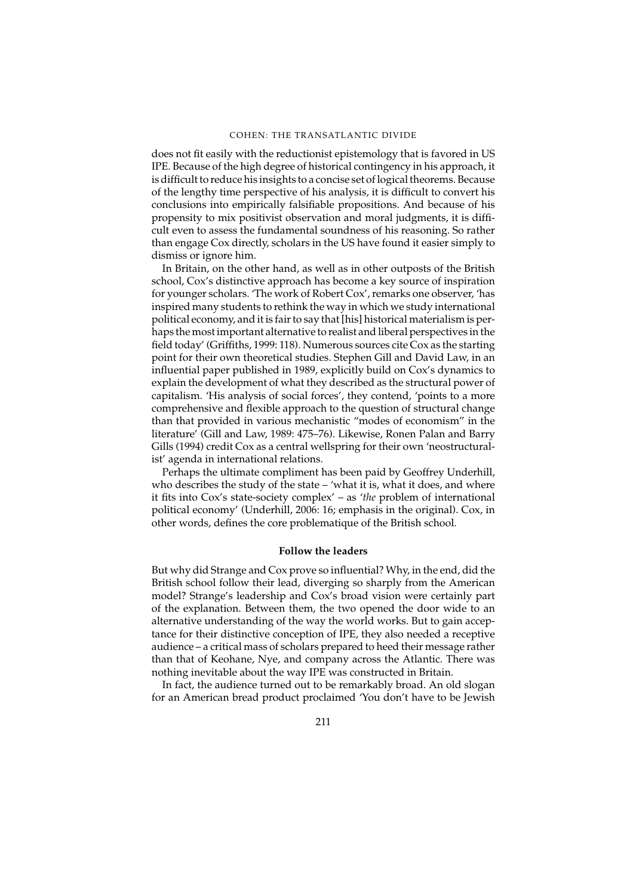does not fit easily with the reductionist epistemology that is favored in US IPE. Because of the high degree of historical contingency in his approach, it is difficult to reduce his insights to a concise set of logical theorems. Because of the lengthy time perspective of his analysis, it is difficult to convert his conclusions into empirically falsifiable propositions. And because of his propensity to mix positivist observation and moral judgments, it is difficult even to assess the fundamental soundness of his reasoning. So rather than engage Cox directly, scholars in the US have found it easier simply to dismiss or ignore him.

In Britain, on the other hand, as well as in other outposts of the British school, Cox's distinctive approach has become a key source of inspiration for younger scholars. 'The work of Robert Cox', remarks one observer, 'has inspired many students to rethink the way in which we study international political economy, and it is fair to say that [his] historical materialism is perhaps the most important alternative to realist and liberal perspectives in the field today' (Griffiths, 1999: 118). Numerous sources cite Cox as the starting point for their own theoretical studies. Stephen Gill and David Law, in an influential paper published in 1989, explicitly build on Cox's dynamics to explain the development of what they described as the structural power of capitalism. 'His analysis of social forces', they contend, 'points to a more comprehensive and flexible approach to the question of structural change than that provided in various mechanistic "modes of economism" in the literature' (Gill and Law, 1989: 475–76). Likewise, Ronen Palan and Barry Gills (1994) credit Cox as a central wellspring for their own 'neostructuralist' agenda in international relations.

Perhaps the ultimate compliment has been paid by Geoffrey Underhill, who describes the study of the state – 'what it is, what it does, and where it fits into Cox's state-society complex' – as '*the* problem of international political economy' (Underhill, 2006: 16; emphasis in the original). Cox, in other words, defines the core problematique of the British school.

### Follow the leaders

But why did Strange and Cox prove so influential? Why, in the end, did the British school follow their lead, diverging so sharply from the American model? Strange's leadership and Cox's broad vision were certainly part of the explanation. Between them, the two opened the door wide to an alternative understanding of the way the world works. But to gain acceptance for their distinctive conception of IPE, they also needed a receptive audience – a critical mass of scholars prepared to heed their message rather than that of Keohane, Nye, and company across the Atlantic. There was nothing inevitable about the way IPE was constructed in Britain.

In fact, the audience turned out to be remarkably broad. An old slogan for an American bread product proclaimed 'You don't have to be Jewish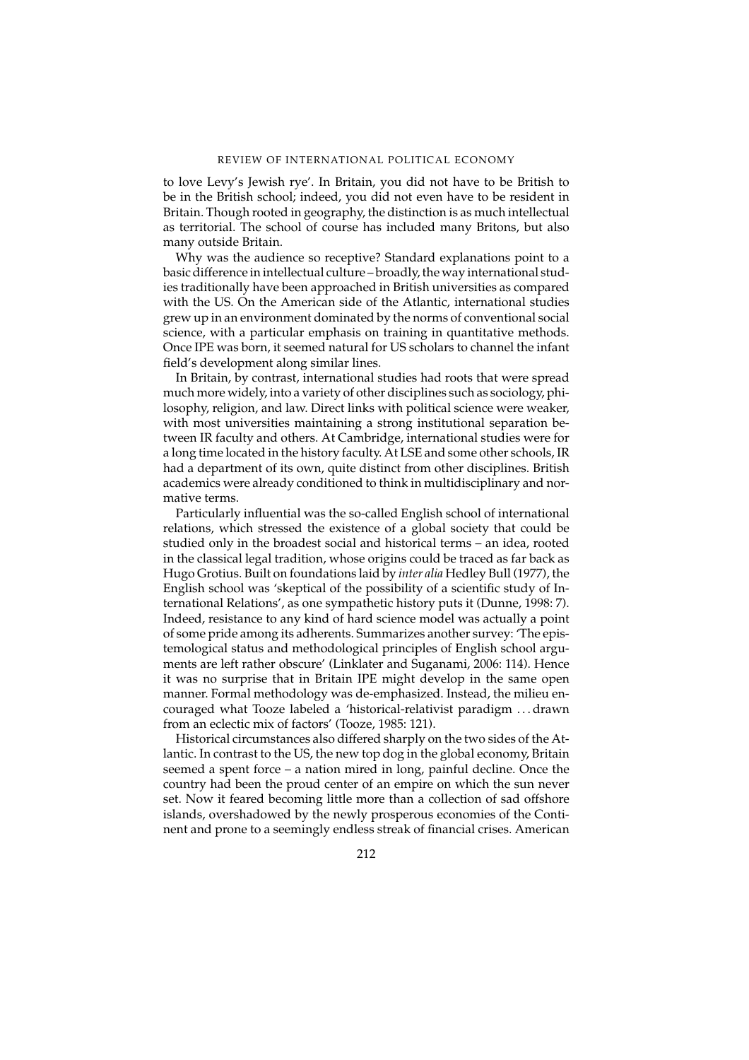to love Levy's Jewish rye'. In Britain, you did not have to be British to be in the British school; indeed, you did not even have to be resident in Britain. Though rooted in geography, the distinction is as much intellectual as territorial. The school of course has included many Britons, but also many outside Britain.

Why was the audience so receptive? Standard explanations point to a basic difference in intellectual culture – broadly, the way international studies traditionally have been approached in British universities as compared with the US. On the American side of the Atlantic, international studies grew up in an environment dominated by the norms of conventional social science, with a particular emphasis on training in quantitative methods. Once IPE was born, it seemed natural for US scholars to channel the infant field's development along similar lines.

In Britain, by contrast, international studies had roots that were spread much more widely, into a variety of other disciplines such as sociology, philosophy, religion, and law. Direct links with political science were weaker, with most universities maintaining a strong institutional separation between IR faculty and others. At Cambridge, international studies were for a long time located in the history faculty. At LSE and some other schools, IR had a department of its own, quite distinct from other disciplines. British academics were already conditioned to think in multidisciplinary and normative terms.

Particularly influential was the so-called English school of international relations, which stressed the existence of a global society that could be studied only in the broadest social and historical terms – an idea, rooted in the classical legal tradition, whose origins could be traced as far back as Hugo Grotius. Built on foundations laid by *inter alia* Hedley Bull (1977), the English school was 'skeptical of the possibility of a scientific study of International Relations', as one sympathetic history puts it (Dunne, 1998: 7). Indeed, resistance to any kind of hard science model was actually a point of some pride among its adherents. Summarizes another survey: 'The epistemological status and methodological principles of English school arguments are left rather obscure' (Linklater and Suganami, 2006: 114). Hence it was no surprise that in Britain IPE might develop in the same open manner. Formal methodology was de-emphasized. Instead, the milieu encouraged what Tooze labeled a 'historical-relativist paradigm . . . drawn from an eclectic mix of factors' (Tooze, 1985: 121).

Historical circumstances also differed sharply on the two sides of the Atlantic. In contrast to the US, the new top dog in the global economy, Britain seemed a spent force – a nation mired in long, painful decline. Once the country had been the proud center of an empire on which the sun never set. Now it feared becoming little more than a collection of sad offshore islands, overshadowed by the newly prosperous economies of the Continent and prone to a seemingly endless streak of financial crises. American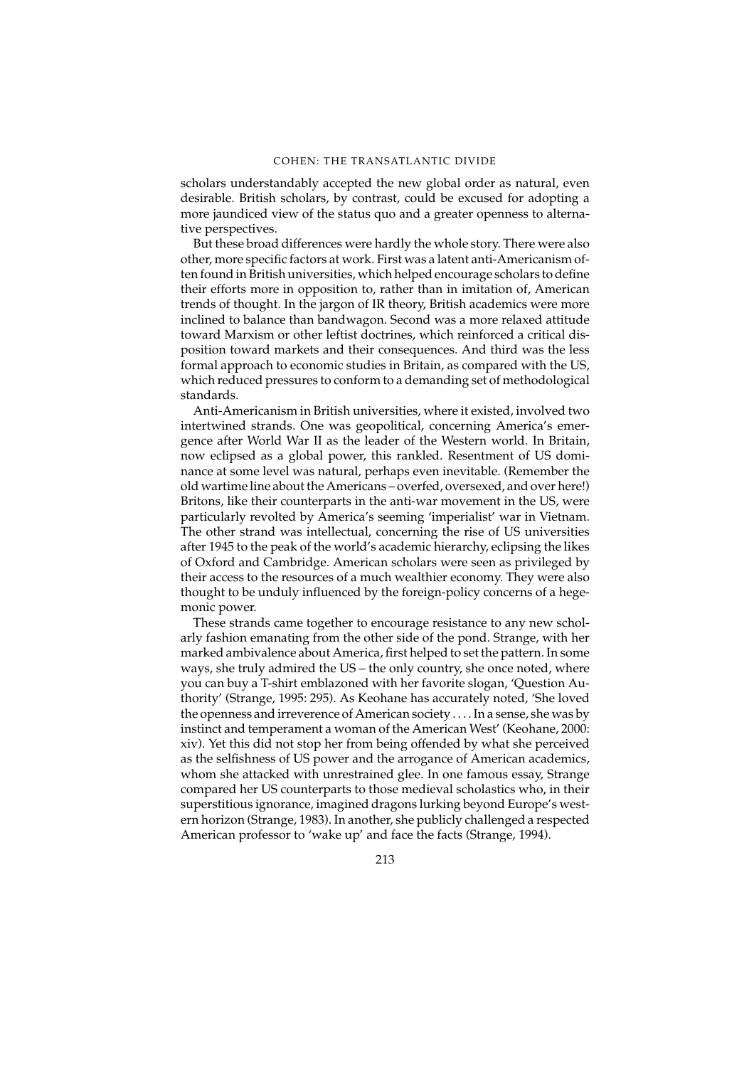scholars understandably accepted the new global order as natural, even desirable. British scholars, by contrast, could be excused for adopting a more jaundiced view of the status quo and a greater openness to alternative perspectives.

But these broad differences were hardly the whole story. There were also other, more specific factors at work. First was a latent anti-Americanism often found in British universities, which helped encourage scholars to define their efforts more in opposition to, rather than in imitation of, American trends of thought. In the jargon of IR theory, British academics were more inclined to balance than bandwagon. Second was a more relaxed attitude toward Marxism or other leftist doctrines, which reinforced a critical disposition toward markets and their consequences. And third was the less formal approach to economic studies in Britain, as compared with the US, which reduced pressures to conform to a demanding set of methodological standards.

Anti-Americanism in British universities, where it existed, involved two intertwined strands. One was geopolitical, concerning America's emergence after World War II as the leader of the Western world. In Britain, now eclipsed as a global power, this rankled. Resentment of US dominance at some level was natural, perhaps even inevitable. (Remember the old wartime line about the Americans – overfed, oversexed, and over here!) Britons, like their counterparts in the anti-war movement in the US, were particularly revolted by America's seeming 'imperialist' war in Vietnam. The other strand was intellectual, concerning the rise of US universities after 1945 to the peak of the world's academic hierarchy, eclipsing the likes of Oxford and Cambridge. American scholars were seen as privileged by their access to the resources of a much wealthier economy. They were also thought to be unduly influenced by the foreign-policy concerns of a hegemonic power.

These strands came together to encourage resistance to any new scholarly fashion emanating from the other side of the pond. Strange, with her marked ambivalence about America, first helped to set the pattern. In some ways, she truly admired the US – the only country, she once noted, where you can buy a T-shirt emblazoned with her favorite slogan, 'Question Authority' (Strange, 1995: 295). As Keohane has accurately noted, 'She loved the openness and irreverence of American society . . . . In a sense, she was by instinct and temperament a woman of the American West' (Keohane, 2000: xiv). Yet this did not stop her from being offended by what she perceived as the selfishness of US power and the arrogance of American academics, whom she attacked with unrestrained glee. In one famous essay, Strange compared her US counterparts to those medieval scholastics who, in their superstitious ignorance, imagined dragons lurking beyond Europe's western horizon (Strange, 1983). In another, she publicly challenged a respected American professor to 'wake up' and face the facts (Strange, 1994).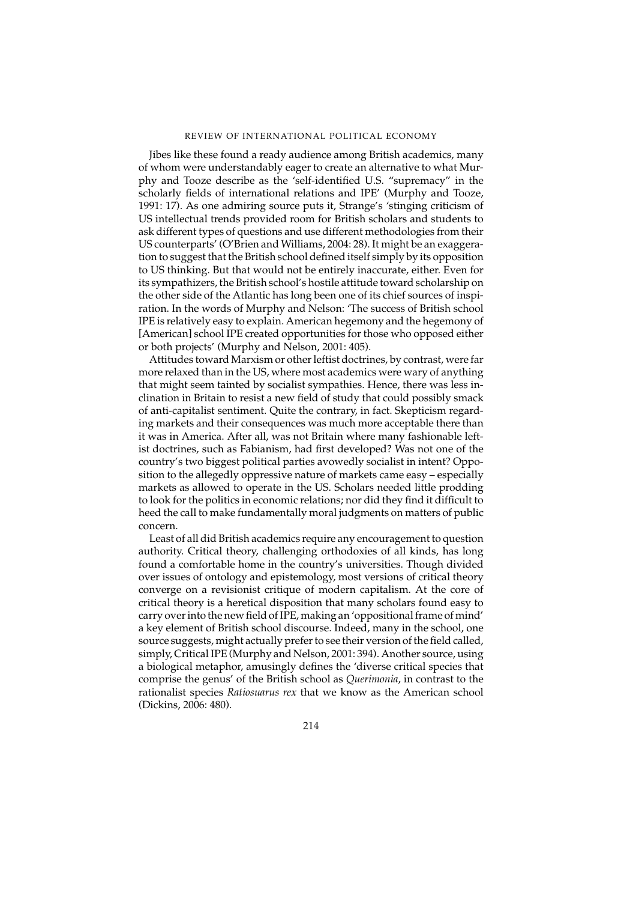Jibes like these found a ready audience among British academics, many of whom were understandably eager to create an alternative to what Murphy and Tooze describe as the 'self-identified U.S. "supremacy" in the scholarly fields of international relations and IPE' (Murphy and Tooze, 1991: 17). As one admiring source puts it, Strange's 'stinging criticism of US intellectual trends provided room for British scholars and students to ask different types of questions and use different methodologies from their US counterparts' (O'Brien and Williams, 2004: 28). It might be an exaggeration to suggest that the British school defined itself simply by its opposition to US thinking. But that would not be entirely inaccurate, either. Even for its sympathizers, the British school's hostile attitude toward scholarship on the other side of the Atlantic has long been one of its chief sources of inspiration. In the words of Murphy and Nelson: 'The success of British school IPE is relatively easy to explain. American hegemony and the hegemony of [American] school IPE created opportunities for those who opposed either or both projects' (Murphy and Nelson, 2001: 405).

Attitudes toward Marxism or other leftist doctrines, by contrast, were far more relaxed than in the US, where most academics were wary of anything that might seem tainted by socialist sympathies. Hence, there was less inclination in Britain to resist a new field of study that could possibly smack of anti-capitalist sentiment. Quite the contrary, in fact. Skepticism regarding markets and their consequences was much more acceptable there than it was in America. After all, was not Britain where many fashionable leftist doctrines, such as Fabianism, had first developed? Was not one of the country's two biggest political parties avowedly socialist in intent? Opposition to the allegedly oppressive nature of markets came easy – especially markets as allowed to operate in the US. Scholars needed little prodding to look for the politics in economic relations; nor did they find it difficult to heed the call to make fundamentally moral judgments on matters of public concern.

Least of all did British academics require any encouragement to question authority. Critical theory, challenging orthodoxies of all kinds, has long found a comfortable home in the country's universities. Though divided over issues of ontology and epistemology, most versions of critical theory converge on a revisionist critique of modern capitalism. At the core of critical theory is a heretical disposition that many scholars found easy to carry over into the new field of IPE, making an 'oppositional frame of mind' a key element of British school discourse. Indeed, many in the school, one source suggests, might actually prefer to see their version of the field called, simply, Critical IPE (Murphy and Nelson, 2001: 394). Another source, using a biological metaphor, amusingly defines the 'diverse critical species that comprise the genus' of the British school as *Querimonia*, in contrast to the rationalist species *Ratiosuarus rex* that we know as the American school (Dickins, 2006: 480).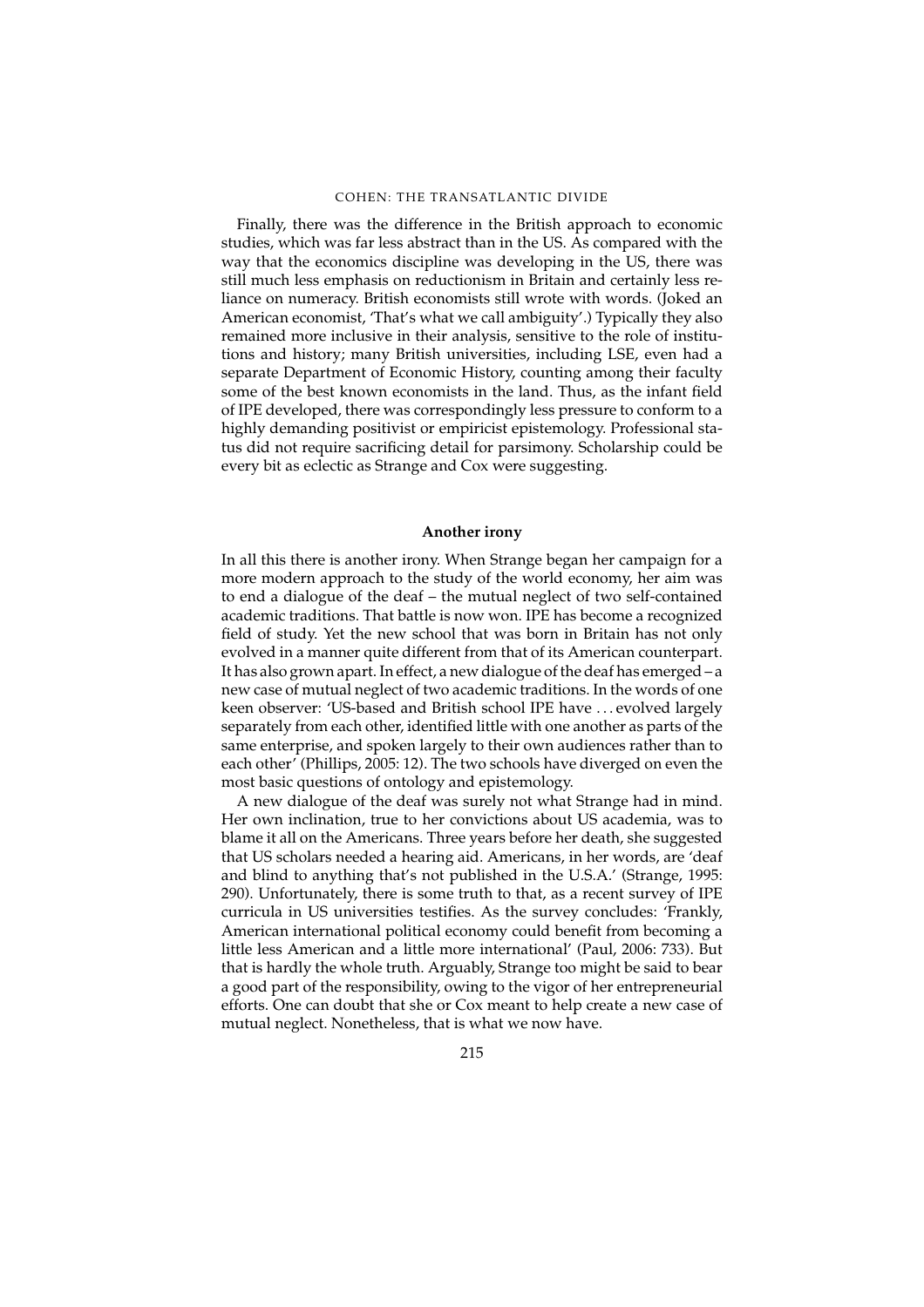Finally, there was the difference in the British approach to economic studies, which was far less abstract than in the US. As compared with the way that the economics discipline was developing in the US, there was still much less emphasis on reductionism in Britain and certainly less reliance on numeracy. British economists still wrote with words. (Joked an American economist, 'That's what we call ambiguity'.) Typically they also remained more inclusive in their analysis, sensitive to the role of institutions and history; many British universities, including LSE, even had a separate Department of Economic History, counting among their faculty some of the best known economists in the land. Thus, as the infant field of IPE developed, there was correspondingly less pressure to conform to a highly demanding positivist or empiricist epistemology. Professional status did not require sacrificing detail for parsimony. Scholarship could be every bit as eclectic as Strange and Cox were suggesting.

## Another irony

In all this there is another irony. When Strange began her campaign for a more modern approach to the study of the world economy, her aim was to end a dialogue of the deaf – the mutual neglect of two self-contained academic traditions. That battle is now won. IPE has become a recognized field of study. Yet the new school that was born in Britain has not only evolved in a manner quite different from that of its American counterpart. It has also grown apart. In effect, a new dialogue of the deaf has emerged – a new case of mutual neglect of two academic traditions. In the words of one keen observer: 'US-based and British school IPE have ... evolved largely separately from each other, identified little with one another as parts of the same enterprise, and spoken largely to their own audiences rather than to each other' (Phillips, 2005: 12). The two schools have diverged on even the most basic questions of ontology and epistemology.

A new dialogue of the deaf was surely not what Strange had in mind. Her own inclination, true to her convictions about US academia, was to blame it all on the Americans. Three years before her death, she suggested that US scholars needed a hearing aid. Americans, in her words, are 'deaf and blind to anything that's not published in the U.S.A.' (Strange, 1995: 290). Unfortunately, there is some truth to that, as a recent survey of IPE curricula in US universities testifies. As the survey concludes: 'Frankly, American international political economy could benefit from becoming a little less American and a little more international' (Paul, 2006: 733). But that is hardly the whole truth. Arguably, Strange too might be said to bear a good part of the responsibility, owing to the vigor of her entrepreneurial efforts. One can doubt that she or Cox meant to help create a new case of mutual neglect. Nonetheless, that is what we now have.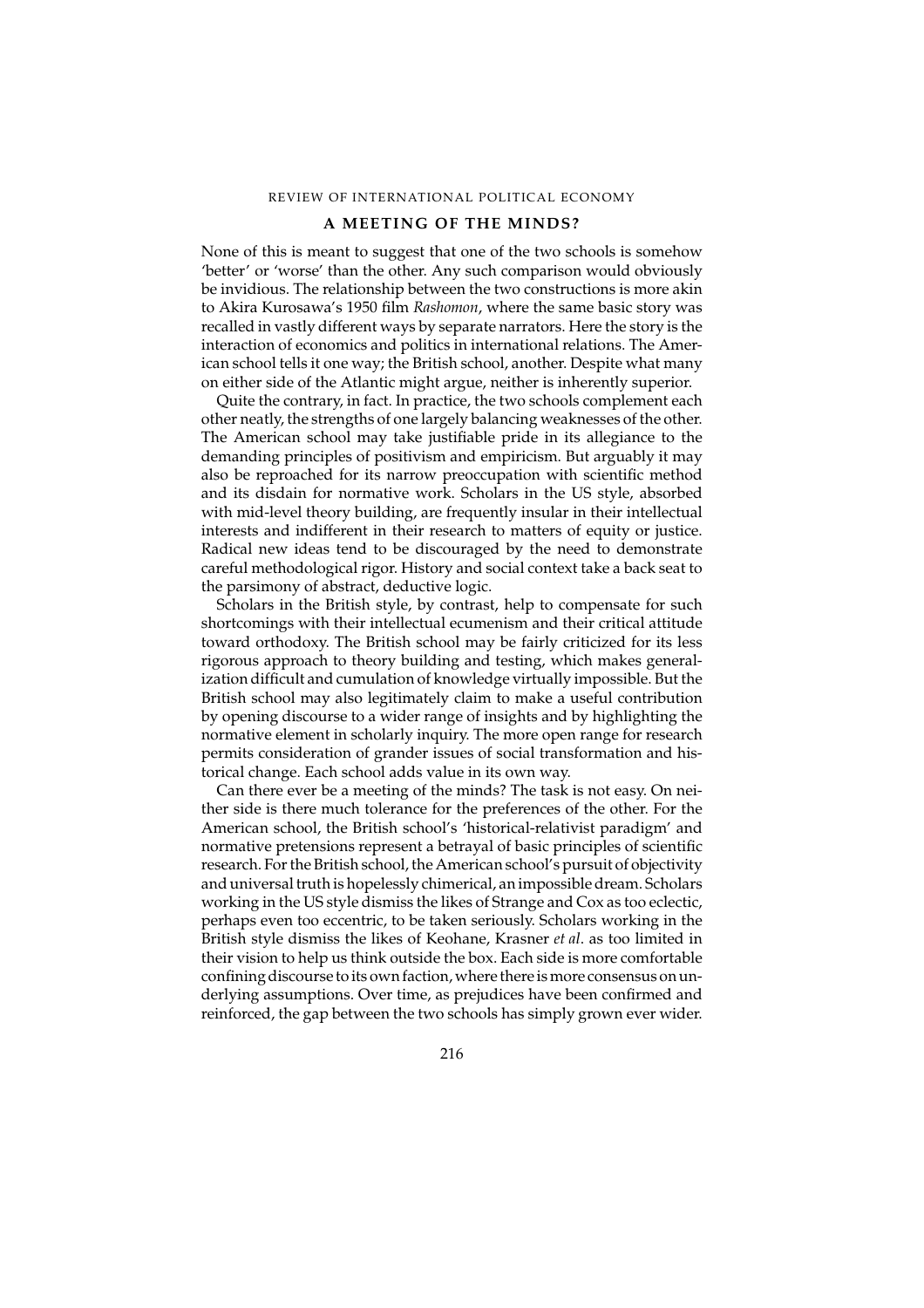## A MEETING OF THE MINDS?

None of this is meant to suggest that one of the two schools is somehow 'better' or 'worse' than the other. Any such comparison would obviously be invidious. The relationship between the two constructions is more akin to Akira Kurosawa's 1950 film *Rashomon*, where the same basic story was recalled in vastly different ways by separate narrators. Here the story is the interaction of economics and politics in international relations. The American school tells it one way; the British school, another. Despite what many on either side of the Atlantic might argue, neither is inherently superior.

Quite the contrary, in fact. In practice, the two schools complement each other neatly, the strengths of one largely balancing weaknesses of the other. The American school may take justifiable pride in its allegiance to the demanding principles of positivism and empiricism. But arguably it may also be reproached for its narrow preoccupation with scientific method and its disdain for normative work. Scholars in the US style, absorbed with mid-level theory building, are frequently insular in their intellectual interests and indifferent in their research to matters of equity or justice. Radical new ideas tend to be discouraged by the need to demonstrate careful methodological rigor. History and social context take a back seat to the parsimony of abstract, deductive logic.

Scholars in the British style, by contrast, help to compensate for such shortcomings with their intellectual ecumenism and their critical attitude toward orthodoxy. The British school may be fairly criticized for its less rigorous approach to theory building and testing, which makes generalization difficult and cumulation of knowledge virtually impossible. But the British school may also legitimately claim to make a useful contribution by opening discourse to a wider range of insights and by highlighting the normative element in scholarly inquiry. The more open range for research permits consideration of grander issues of social transformation and historical change. Each school adds value in its own way.

Can there ever be a meeting of the minds? The task is not easy. On neither side is there much tolerance for the preferences of the other. For the American school, the British school's 'historical-relativist paradigm' and normative pretensions represent a betrayal of basic principles of scientific research. For the British school, the American school's pursuit of objectivity and universal truth is hopelessly chimerical, an impossible dream. Scholars working in the US style dismiss the likes of Strange and Cox as too eclectic, perhaps even too eccentric, to be taken seriously. Scholars working in the British style dismiss the likes of Keohane, Krasner *et al*. as too limited in their vision to help us think outside the box. Each side is more comfortable confining discourse to its own faction, where there is more consensus on underlying assumptions. Over time, as prejudices have been confirmed and reinforced, the gap between the two schools has simply grown ever wider.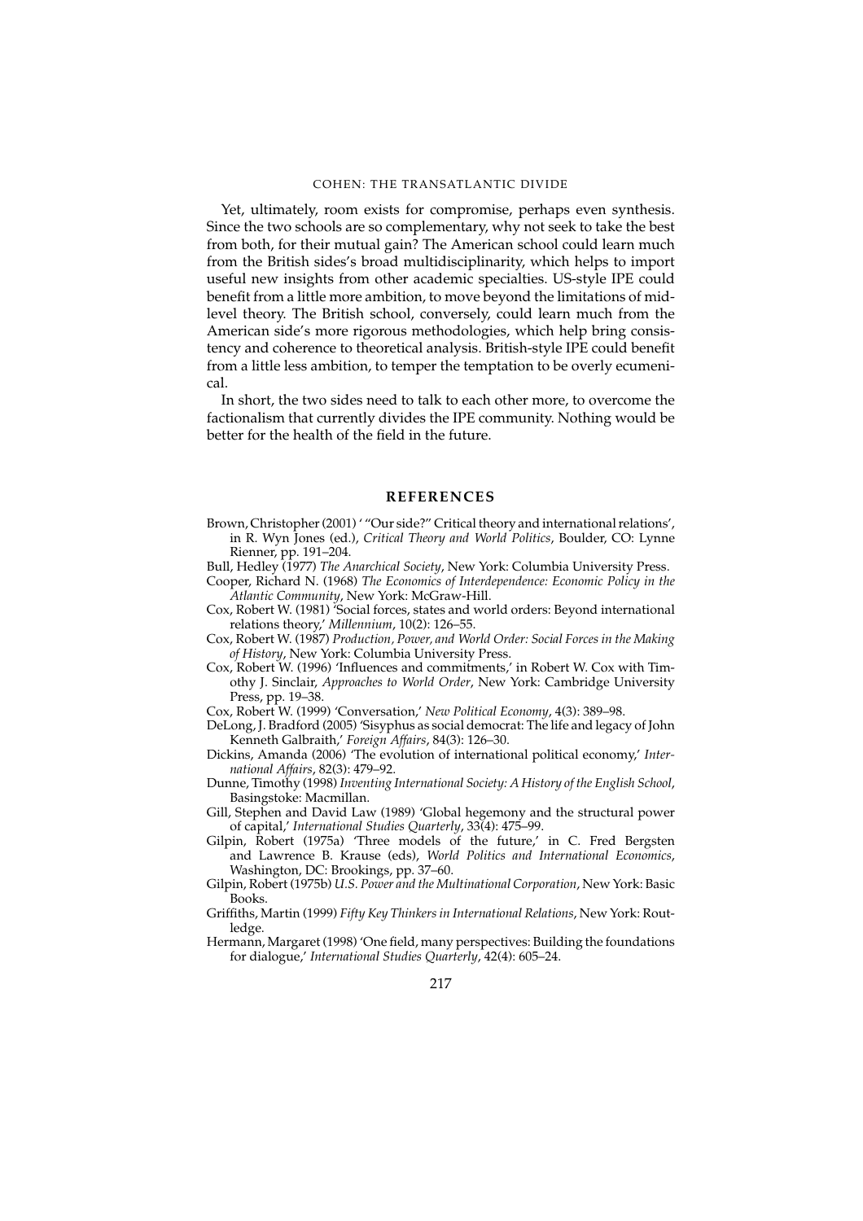Yet, ultimately, room exists for compromise, perhaps even synthesis. Since the two schools are so complementary, why not seek to take the best from both, for their mutual gain? The American school could learn much from the British sides's broad multidisciplinarity, which helps to import useful new insights from other academic specialties. US-style IPE could benefit from a little more ambition, to move beyond the limitations of mid-level theory. The British school, conversely, could learn much from the American side's more rigorous methodologies, which help bring consistency and coherence to theoretical analysis. British-style IPE could benefit from a little less ambition, to temper the temptation to be overly ecumenical.

In short, the two sides need to talk to each other more, to overcome the factionalism that currently divides the IPE community. Nothing would be better for the health of the field in the future.

## REFERENCES

Brown, Christopher (2001) ' "Our side?" Critical theory and international relations', in R. Wyn Jones (ed.), *Critical Theory and World Politics*, Boulder, CO: Lynne Rienner, pp. 191–204.

Bull, Hedley (1977) *The Anarchical Society*, New York: Columbia University Press.

Cooper, Richard N. (1968) *The Economics of Interdependence: Economic Policy in the Atlantic Community*, New York: McGraw-Hill.

Cox, Robert W. (1981) 'Social forces, states and world orders: Beyond international relations theory,' *Millennium*, 10(2): 126–55.

Cox, Robert W. (1987) *Production, Power, and World Order: Social Forces in the Making of History*, New York: Columbia University Press.

Cox, Robert W. (1996) 'Influences and commitments,' in Robert W. Cox with Timothy J. Sinclair, *Approaches to World Order*, New York: Cambridge University Press, pp. 19–38.

Cox, Robert W. (1999) 'Conversation,' *New Political Economy*, 4(3): 389–98.

DeLong, J. Bradford (2005) 'Sisyphus as social democrat: The life and legacy of John Kenneth Galbraith,' *Foreign Affairs*, 84(3): 126–30.

Dickins, Amanda (2006) 'The evolution of international political economy,' *International Affairs*, 82(3): 479–92.

Dunne, Timothy (1998) *Inventing International Society: A History of the English School*, Basingstoke: Macmillan.

Gill, Stephen and David Law (1989) 'Global hegemony and the structural power of capital,' *International Studies Quarterly*, 33(4): 475–99.

Gilpin, Robert (1975a) 'Three models of the future,' in C. Fred Bergsten and Lawrence B. Krause (eds), *World Politics and International Economics*, Washington, DC: Brookings, pp. 37–60.

Gilpin, Robert (1975b) *U.S. Power and the Multinational Corporation*, New York: Basic Books.

Griffiths, Martin (1999) *Fifty Key Thinkers in International Relations*, New York: Routledge.

Hermann, Margaret (1998) 'One field, many perspectives: Building the foundations for dialogue,' *International Studies Quarterly*, 42(4): 605–24.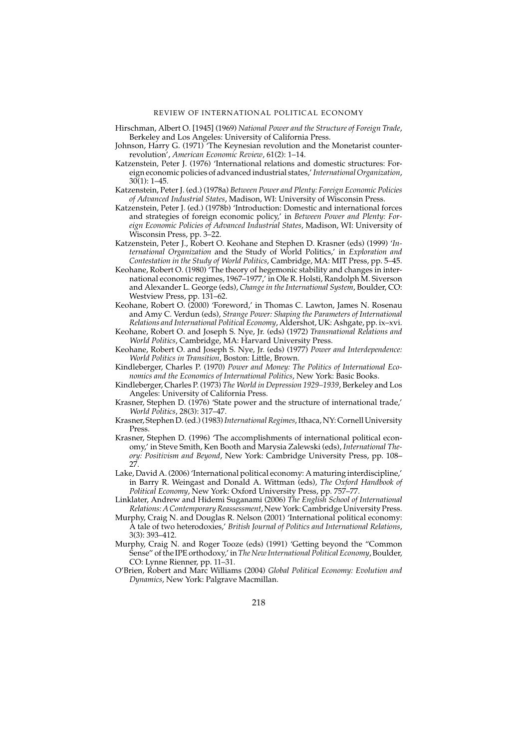Hirschman, Albert O. [1945] (1969) *National Power and the Structure of Foreign Trade*, Berkeley and Los Angeles: University of California Press.

Johnson, Harry G. (1971) 'The Keynesian revolution and the Monetarist counter-revolution', *American Economic Review*, 61(2): 1–14.

Katzenstein, Peter J. (1976) 'International relations and domestic structures: Foreign economic policies of advanced industrial states,' *International Organization*, 30(1): 1–45.

Katzenstein, Peter J. (ed.) (1978a) *Between Power and Plenty: Foreign Economic Policies of Advanced Industrial States*, Madison, WI: University of Wisconsin Press.

Katzenstein, Peter J. (ed.) (1978b) 'Introduction: Domestic and international forces and strategies of foreign economic policy,' in *Between Power and Plenty: Foreign Economic Policies of Advanced Industrial States*, Madison, WI: University of Wisconsin Press, pp. 3–22.

Katzenstein, Peter J., Robert O. Keohane and Stephen D. Krasner (eds) (1999) '*International Organization* and the Study of World Politics,' in *Exploration and Contestation in the Study of World Politics*, Cambridge, MA: MIT Press, pp. 5–45.

Keohane, Robert O. (1980) 'The theory of hegemonic stability and changes in international economic regimes, 1967–1977,' in Ole R. Holsti, Randolph M. Siverson and Alexander L. George (eds), *Change in the International System*, Boulder, CO: Westview Press, pp. 131–62.

Keohane, Robert O. (2000) 'Foreword,' in Thomas C. Lawton, James N. Rosenau and Amy C. Verdun (eds), *Strange Power: Shaping the Parameters of International Relations and International Political Economy*, Aldershot, UK: Ashgate, pp. ix–xvi.

Keohane, Robert O. and Joseph S. Nye, Jr. (eds) (1972) *Transnational Relations and World Politics*, Cambridge, MA: Harvard University Press.

Keohane, Robert O. and Joseph S. Nye, Jr. (eds) (1977) *Power and Interdependence: World Politics in Transition*, Boston: Little, Brown.

Kindleberger, Charles P. (1970) *Power and Money: The Politics of International Economics and the Economics of International Politics*, New York: Basic Books.

Kindleberger, Charles P. (1973) *The World in Depression 1929–1939*, Berkeley and Los Angeles: University of California Press.

Krasner, Stephen D. (1976) 'State power and the structure of international trade,' *World Politics*, 28(3): 317–47.

Krasner, Stephen D. (ed.) (1983) *International Regimes*, Ithaca, NY: Cornell University Press.

Krasner, Stephen D. (1996) 'The accomplishments of international political economy,' in Steve Smith, Ken Booth and Marysia Zalewski (eds), *International Theory: Positivism and Beyond*, New York: Cambridge University Press, pp. 108–27.

Lake, David A. (2006) 'International political economy: A maturing interdiscipline,' in Barry R. Weingast and Donald A. Wittman (eds), *The Oxford Handbook of Political Economy*, New York: Oxford University Press, pp. 757–77.

Linklater, Andrew and Hidemi Suganami (2006) *The English School of International Relations: A Contemporary Reassessment*, New York: Cambridge University Press.

Murphy, Craig N. and Douglas R. Nelson (2001) 'International political economy: A tale of two heterodoxies,' *British Journal of Politics and International Relations*, 3(3): 393–412.

Murphy, Craig N. and Roger Tooze (eds) (1991) 'Getting beyond the "Common Sense" of the IPE orthodoxy,' in *The New International Political Economy*, Boulder, CO: Lynne Rienner, pp. 11–31.

O'Brien, Robert and Marc Williams (2004) *Global Political Economy: Evolution and Dynamics*, New York: Palgrave Macmillan.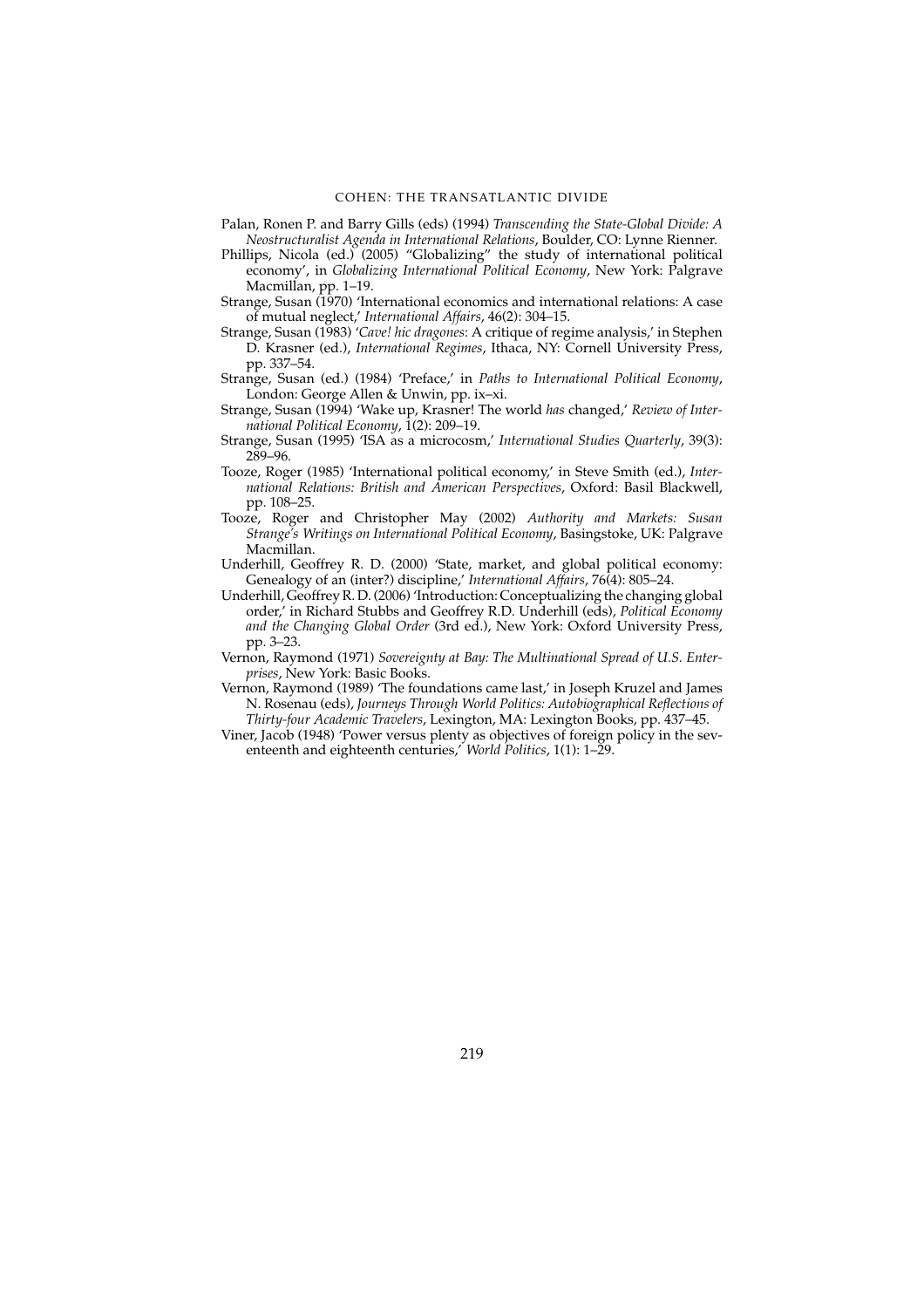Palan, Ronen P. and Barry Gills (eds) (1994) *Transcending the State-Global Divide: A Neostructuralist Agenda in International Relations*, Boulder, CO: Lynne Rienner.

Phillips, Nicola (ed.) (2005) "Globalizing" the study of international political economy', in *Globalizing International Political Economy*, New York: Palgrave Macmillan, pp. 1–19.

Strange, Susan (1970) 'International economics and international relations: A case of mutual neglect,' *International Affairs*, 46(2): 304–15.

Strange, Susan (1983) '*Cave! hic dragones*: A critique of regime analysis,' in Stephen D. Krasner (ed.), *International Regimes*, Ithaca, NY: Cornell University Press, pp. 337–54.

Strange, Susan (ed.) (1984) 'Preface,' in *Paths to International Political Economy*, London: George Allen & Unwin, pp. ix–xi.

Strange, Susan (1994) 'Wake up, Krasner! The world *has* changed,' *Review of International Political Economy*, 1(2): 209–19.

Strange, Susan (1995) 'ISA as a microcosm,' *International Studies Quarterly*, 39(3): 289–96.

Tooze, Roger (1985) 'International political economy,' in Steve Smith (ed.), *International Relations: British and American Perspectives*, Oxford: Basil Blackwell, pp. 108–25.

Tooze, Roger and Christopher May (2002) *Authority and Markets: Susan Strange's Writings on International Political Economy*, Basingstoke, UK: Palgrave Macmillan.

Underhill, Geoffrey R. D. (2000) 'State, market, and global political economy: Genealogy of an (inter?) discipline,' *International Affairs*, 76(4): 805–24.

Underhill, Geoffrey R. D. (2006) 'Introduction: Conceptualizing the changing global order,' in Richard Stubbs and Geoffrey R.D. Underhill (eds), *Political Economy and the Changing Global Order* (3rd ed.), New York: Oxford University Press, pp. 3–23.

Vernon, Raymond (1971) *Sovereignty at Bay: The Multinational Spread of U.S. Enterprises*, New York: Basic Books.

Vernon, Raymond (1989) 'The foundations came last,' in Joseph Kruzel and James N. Rosenau (eds), *Journeys Through World Politics: Autobiographical Reflections of Thirty-four Academic Travelers*, Lexington, MA: Lexington Books, pp. 437–45.

Viner, Jacob (1948) 'Power versus plenty as objectives of foreign policy in the seventeenth and eighteenth centuries,' *World Politics*, 1(1): 1–29.